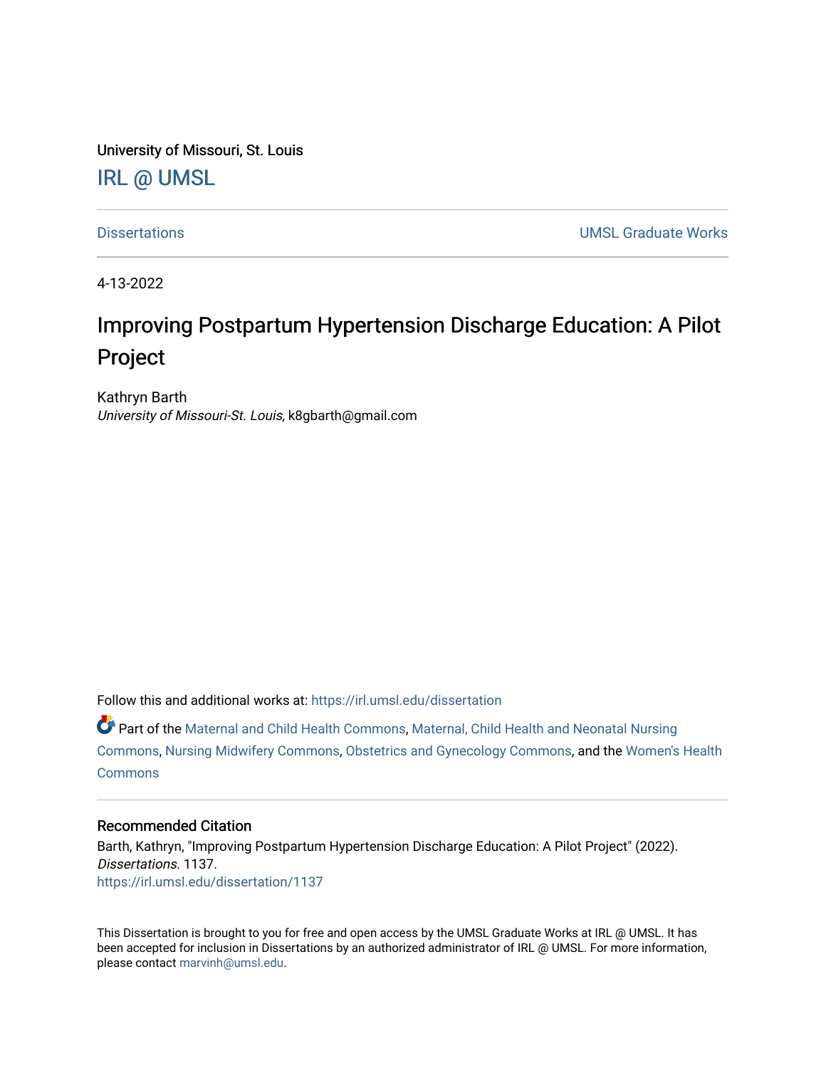University of Missouri, St. Louis

# IRL @ UMSL

Dissertations | UMSL Graduate Works

4-13-2022

# Improving Postpartum Hypertension Discharge Education: A Pilot Project

Kathryn Barth
*University of Missouri-St. Louis*, k8gbarth@gmail.com

Follow this and additional works at: https://irl.umsl.edu/dissertation

Part of the Maternal and Child Health Commons, Maternal, Child Health and Neonatal Nursing Commons, Nursing Midwifery Commons, Obstetrics and Gynecology Commons, and the Women's Health Commons

## Recommended Citation

Barth, Kathryn, "Improving Postpartum Hypertension Discharge Education: A Pilot Project" (2022). *Dissertations*. 1137.
https://irl.umsl.edu/dissertation/1137

This Dissertation is brought to you for free and open access by the UMSL Graduate Works at IRL @ UMSL. It has been accepted for inclusion in Dissertations by an authorized administrator of IRL @ UMSL. For more information, please contact marvinh@umsl.edu.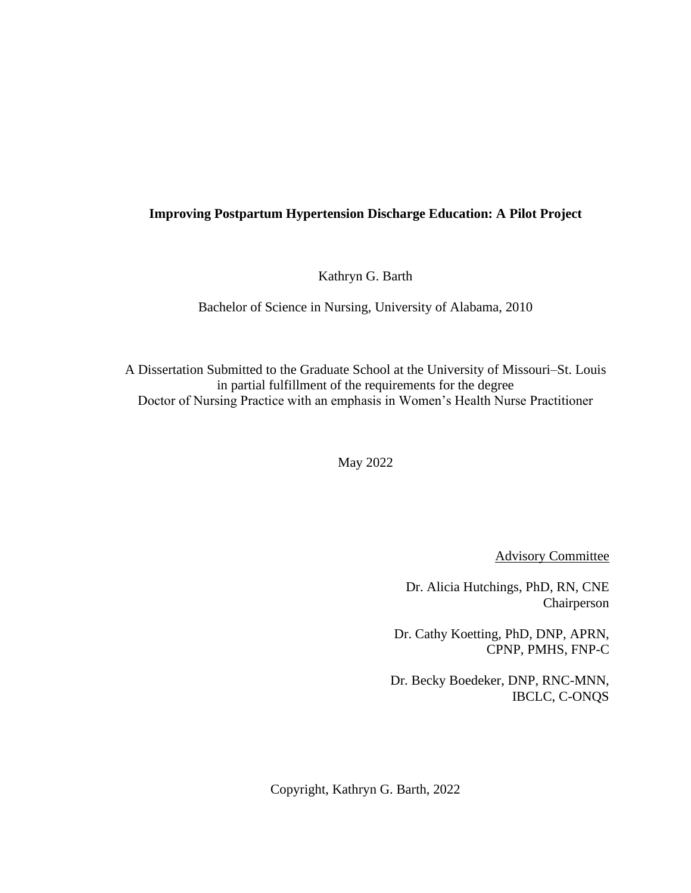**Improving Postpartum Hypertension Discharge Education: A Pilot Project**

Kathryn G. Barth

Bachelor of Science in Nursing, University of Alabama, 2010

A Dissertation Submitted to the Graduate School at the University of Missouri–St. Louis
in partial fulfillment of the requirements for the degree
Doctor of Nursing Practice with an emphasis in Women's Health Nurse Practitioner

May 2022

Advisory Committee

Dr. Alicia Hutchings, PhD, RN, CNE
Chairperson

Dr. Cathy Koetting, PhD, DNP, APRN,
CPNP, PMHS, FNP-C

Dr. Becky Boedeker, DNP, RNC-MNN,
IBCLC, C-ONQS

Copyright, Kathryn G. Barth, 2022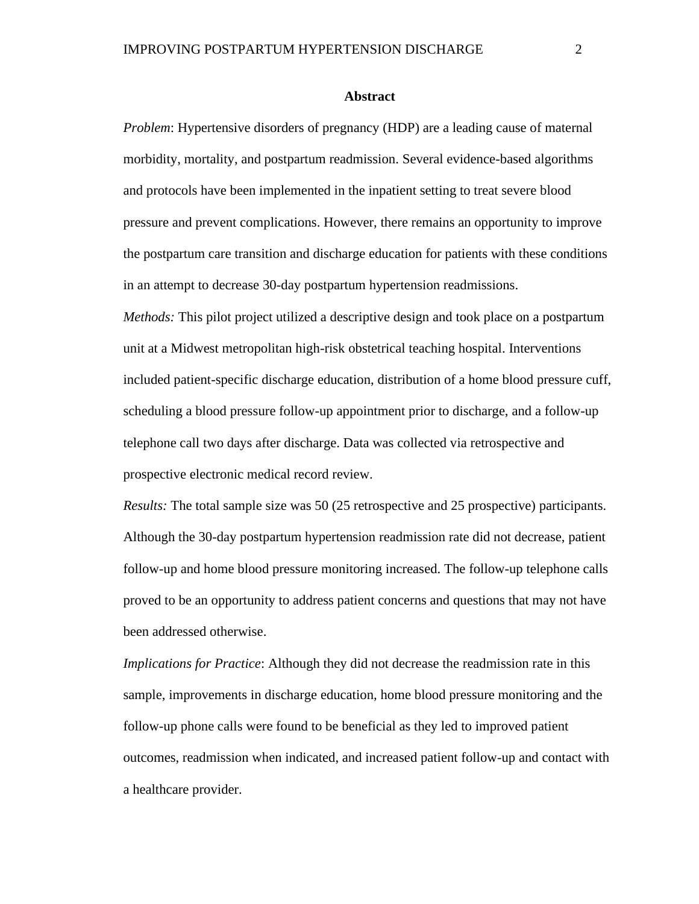## Abstract

*Problem*: Hypertensive disorders of pregnancy (HDP) are a leading cause of maternal morbidity, mortality, and postpartum readmission. Several evidence-based algorithms and protocols have been implemented in the inpatient setting to treat severe blood pressure and prevent complications. However, there remains an opportunity to improve the postpartum care transition and discharge education for patients with these conditions in an attempt to decrease 30-day postpartum hypertension readmissions.

*Methods:* This pilot project utilized a descriptive design and took place on a postpartum unit at a Midwest metropolitan high-risk obstetrical teaching hospital. Interventions included patient-specific discharge education, distribution of a home blood pressure cuff, scheduling a blood pressure follow-up appointment prior to discharge, and a follow-up telephone call two days after discharge. Data was collected via retrospective and prospective electronic medical record review.

*Results:* The total sample size was 50 (25 retrospective and 25 prospective) participants. Although the 30-day postpartum hypertension readmission rate did not decrease, patient follow-up and home blood pressure monitoring increased. The follow-up telephone calls proved to be an opportunity to address patient concerns and questions that may not have been addressed otherwise.

*Implications for Practice*: Although they did not decrease the readmission rate in this sample, improvements in discharge education, home blood pressure monitoring and the follow-up phone calls were found to be beneficial as they led to improved patient outcomes, readmission when indicated, and increased patient follow-up and contact with a healthcare provider.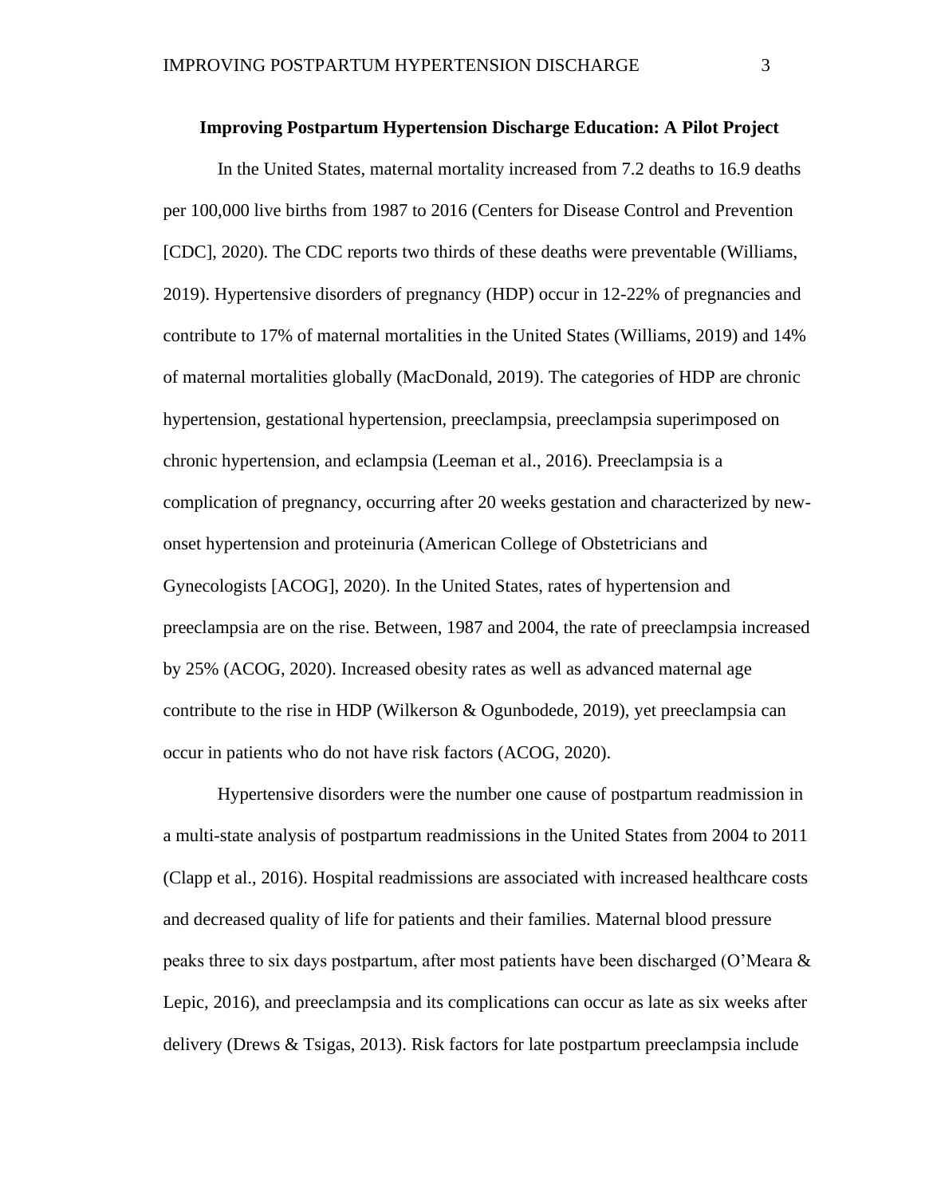## Improving Postpartum Hypertension Discharge Education: A Pilot Project

In the United States, maternal mortality increased from 7.2 deaths to 16.9 deaths per 100,000 live births from 1987 to 2016 (Centers for Disease Control and Prevention [CDC], 2020). The CDC reports two thirds of these deaths were preventable (Williams, 2019). Hypertensive disorders of pregnancy (HDP) occur in 12-22% of pregnancies and contribute to 17% of maternal mortalities in the United States (Williams, 2019) and 14% of maternal mortalities globally (MacDonald, 2019). The categories of HDP are chronic hypertension, gestational hypertension, preeclampsia, preeclampsia superimposed on chronic hypertension, and eclampsia (Leeman et al., 2016). Preeclampsia is a complication of pregnancy, occurring after 20 weeks gestation and characterized by new-onset hypertension and proteinuria (American College of Obstetricians and Gynecologists [ACOG], 2020). In the United States, rates of hypertension and preeclampsia are on the rise. Between, 1987 and 2004, the rate of preeclampsia increased by 25% (ACOG, 2020). Increased obesity rates as well as advanced maternal age contribute to the rise in HDP (Wilkerson & Ogunbodede, 2019), yet preeclampsia can occur in patients who do not have risk factors (ACOG, 2020).

Hypertensive disorders were the number one cause of postpartum readmission in a multi-state analysis of postpartum readmissions in the United States from 2004 to 2011 (Clapp et al., 2016). Hospital readmissions are associated with increased healthcare costs and decreased quality of life for patients and their families. Maternal blood pressure peaks three to six days postpartum, after most patients have been discharged (O'Meara & Lepic, 2016), and preeclampsia and its complications can occur as late as six weeks after delivery (Drews & Tsigas, 2013). Risk factors for late postpartum preeclampsia include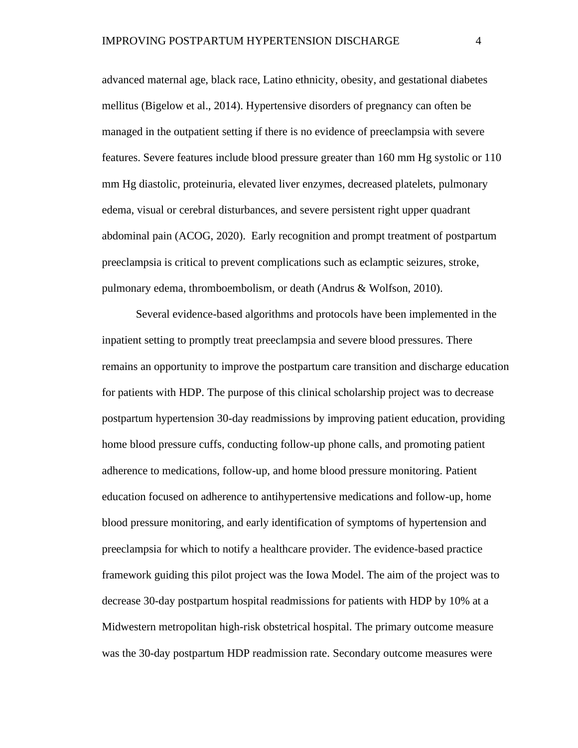advanced maternal age, black race, Latino ethnicity, obesity, and gestational diabetes mellitus (Bigelow et al., 2014). Hypertensive disorders of pregnancy can often be managed in the outpatient setting if there is no evidence of preeclampsia with severe features. Severe features include blood pressure greater than 160 mm Hg systolic or 110 mm Hg diastolic, proteinuria, elevated liver enzymes, decreased platelets, pulmonary edema, visual or cerebral disturbances, and severe persistent right upper quadrant abdominal pain (ACOG, 2020). Early recognition and prompt treatment of postpartum preeclampsia is critical to prevent complications such as eclamptic seizures, stroke, pulmonary edema, thromboembolism, or death (Andrus & Wolfson, 2010).

Several evidence-based algorithms and protocols have been implemented in the inpatient setting to promptly treat preeclampsia and severe blood pressures. There remains an opportunity to improve the postpartum care transition and discharge education for patients with HDP. The purpose of this clinical scholarship project was to decrease postpartum hypertension 30-day readmissions by improving patient education, providing home blood pressure cuffs, conducting follow-up phone calls, and promoting patient adherence to medications, follow-up, and home blood pressure monitoring. Patient education focused on adherence to antihypertensive medications and follow-up, home blood pressure monitoring, and early identification of symptoms of hypertension and preeclampsia for which to notify a healthcare provider. The evidence-based practice framework guiding this pilot project was the Iowa Model. The aim of the project was to decrease 30-day postpartum hospital readmissions for patients with HDP by 10% at a Midwestern metropolitan high-risk obstetrical hospital. The primary outcome measure was the 30-day postpartum HDP readmission rate. Secondary outcome measures were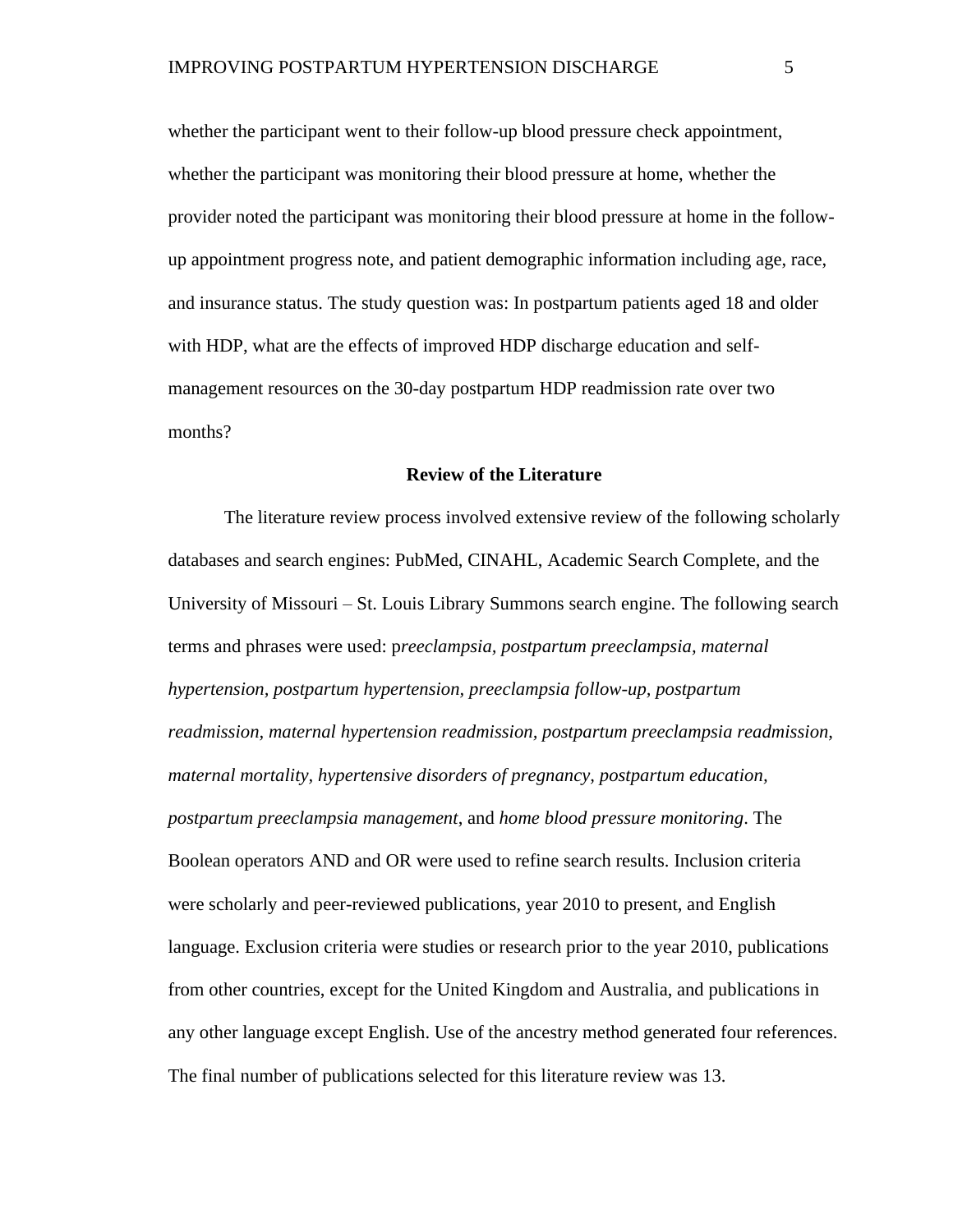whether the participant went to their follow-up blood pressure check appointment, whether the participant was monitoring their blood pressure at home, whether the provider noted the participant was monitoring their blood pressure at home in the follow-up appointment progress note, and patient demographic information including age, race, and insurance status. The study question was: In postpartum patients aged 18 and older with HDP, what are the effects of improved HDP discharge education and self-management resources on the 30-day postpartum HDP readmission rate over two months?

## Review of the Literature

The literature review process involved extensive review of the following scholarly databases and search engines: PubMed, CINAHL, Academic Search Complete, and the University of Missouri – St. Louis Library Summons search engine. The following search terms and phrases were used: p*reeclampsia, postpartum preeclampsia, maternal hypertension, postpartum hypertension, preeclampsia follow-up, postpartum readmission, maternal hypertension readmission, postpartum preeclampsia readmission, maternal mortality, hypertensive disorders of pregnancy, postpartum education, postpartum preeclampsia management,* and *home blood pressure monitoring*. The Boolean operators AND and OR were used to refine search results. Inclusion criteria were scholarly and peer-reviewed publications, year 2010 to present, and English language. Exclusion criteria were studies or research prior to the year 2010, publications from other countries, except for the United Kingdom and Australia, and publications in any other language except English. Use of the ancestry method generated four references. The final number of publications selected for this literature review was 13.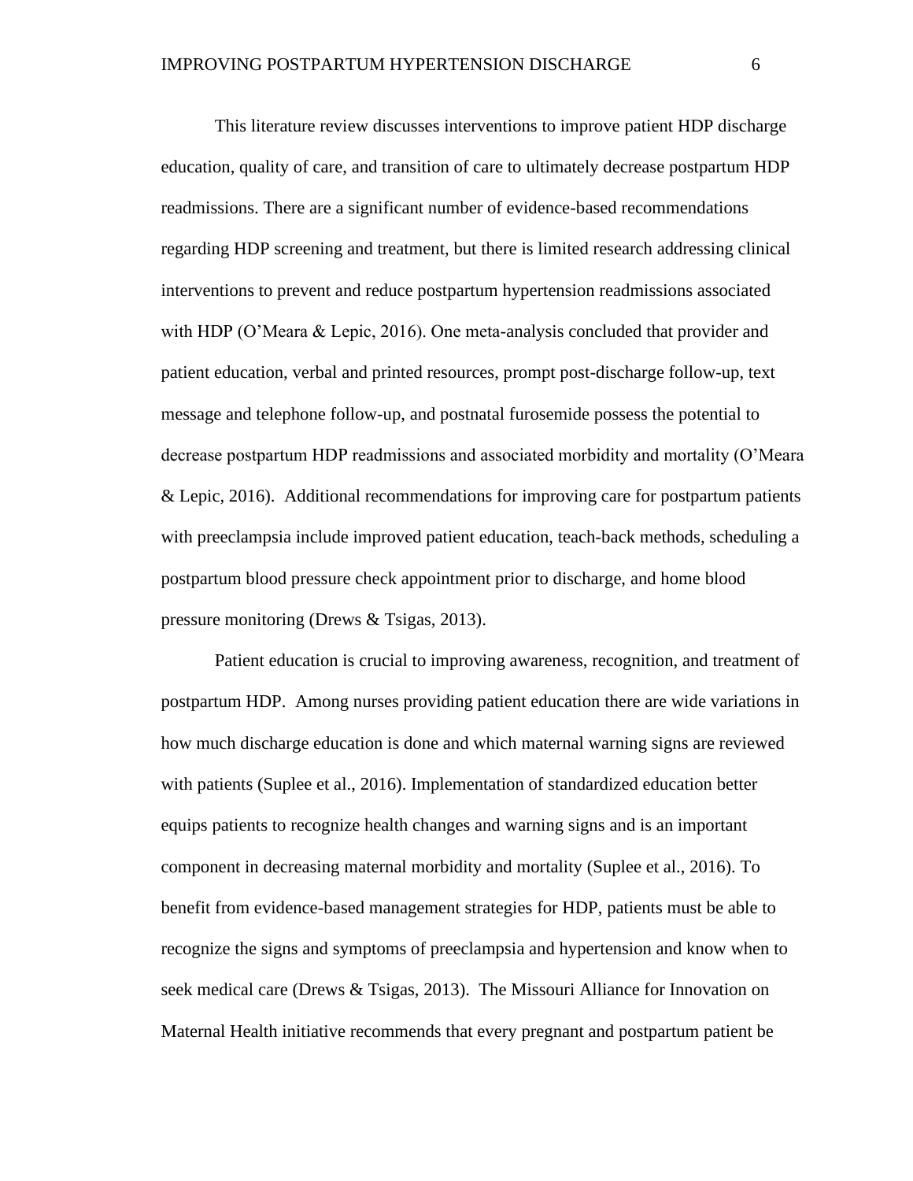This literature review discusses interventions to improve patient HDP discharge education, quality of care, and transition of care to ultimately decrease postpartum HDP readmissions. There are a significant number of evidence-based recommendations regarding HDP screening and treatment, but there is limited research addressing clinical interventions to prevent and reduce postpartum hypertension readmissions associated with HDP (O'Meara & Lepic, 2016). One meta-analysis concluded that provider and patient education, verbal and printed resources, prompt post-discharge follow-up, text message and telephone follow-up, and postnatal furosemide possess the potential to decrease postpartum HDP readmissions and associated morbidity and mortality (O'Meara & Lepic, 2016). Additional recommendations for improving care for postpartum patients with preeclampsia include improved patient education, teach-back methods, scheduling a postpartum blood pressure check appointment prior to discharge, and home blood pressure monitoring (Drews & Tsigas, 2013).

Patient education is crucial to improving awareness, recognition, and treatment of postpartum HDP. Among nurses providing patient education there are wide variations in how much discharge education is done and which maternal warning signs are reviewed with patients (Suplee et al., 2016). Implementation of standardized education better equips patients to recognize health changes and warning signs and is an important component in decreasing maternal morbidity and mortality (Suplee et al., 2016). To benefit from evidence-based management strategies for HDP, patients must be able to recognize the signs and symptoms of preeclampsia and hypertension and know when to seek medical care (Drews & Tsigas, 2013). The Missouri Alliance for Innovation on Maternal Health initiative recommends that every pregnant and postpartum patient be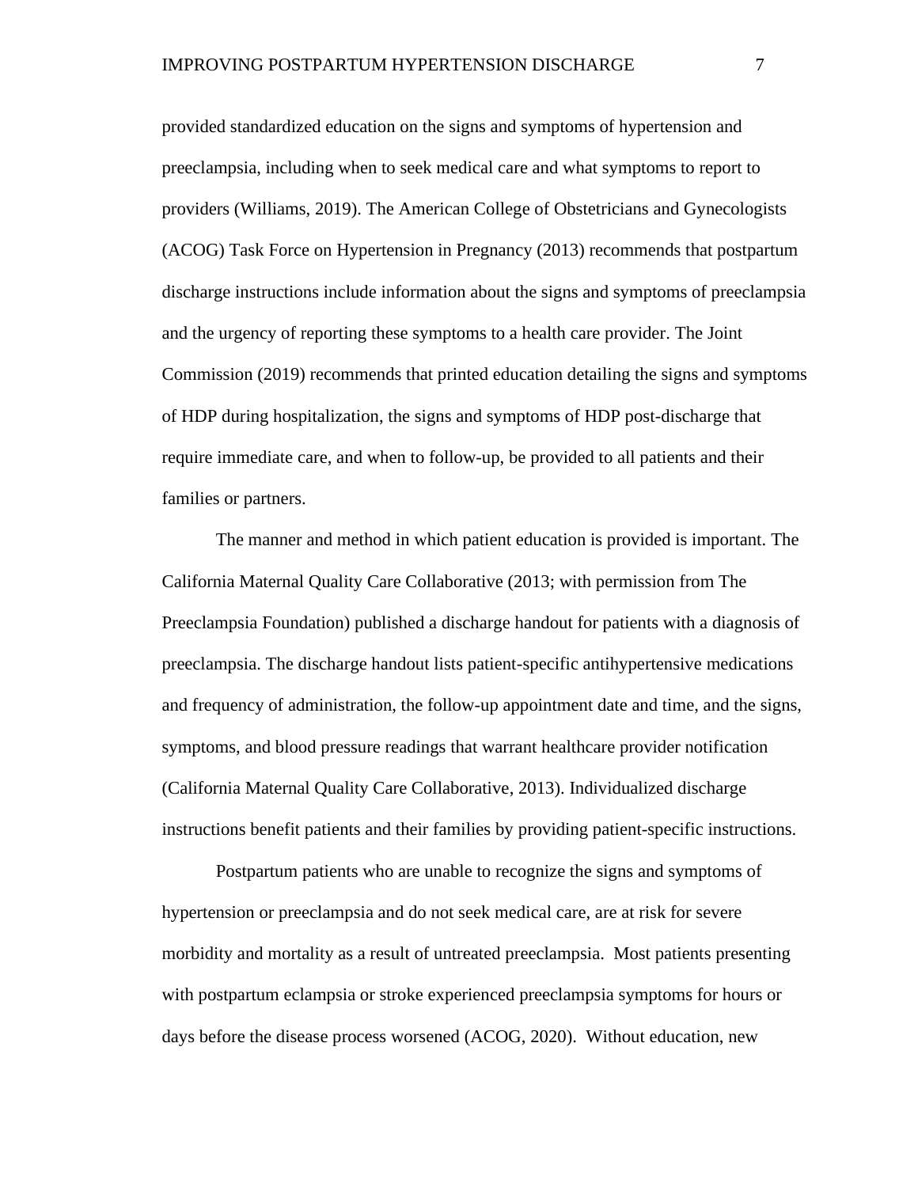provided standardized education on the signs and symptoms of hypertension and preeclampsia, including when to seek medical care and what symptoms to report to providers (Williams, 2019). The American College of Obstetricians and Gynecologists (ACOG) Task Force on Hypertension in Pregnancy (2013) recommends that postpartum discharge instructions include information about the signs and symptoms of preeclampsia and the urgency of reporting these symptoms to a health care provider. The Joint Commission (2019) recommends that printed education detailing the signs and symptoms of HDP during hospitalization, the signs and symptoms of HDP post-discharge that require immediate care, and when to follow-up, be provided to all patients and their families or partners.

The manner and method in which patient education is provided is important. The California Maternal Quality Care Collaborative (2013; with permission from The Preeclampsia Foundation) published a discharge handout for patients with a diagnosis of preeclampsia. The discharge handout lists patient-specific antihypertensive medications and frequency of administration, the follow-up appointment date and time, and the signs, symptoms, and blood pressure readings that warrant healthcare provider notification (California Maternal Quality Care Collaborative, 2013). Individualized discharge instructions benefit patients and their families by providing patient-specific instructions.

Postpartum patients who are unable to recognize the signs and symptoms of hypertension or preeclampsia and do not seek medical care, are at risk for severe morbidity and mortality as a result of untreated preeclampsia. Most patients presenting with postpartum eclampsia or stroke experienced preeclampsia symptoms for hours or days before the disease process worsened (ACOG, 2020). Without education, new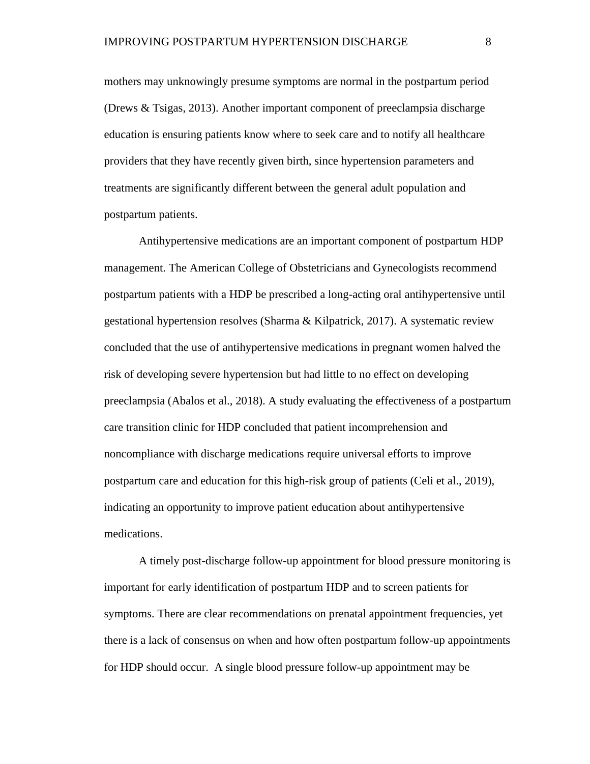mothers may unknowingly presume symptoms are normal in the postpartum period (Drews & Tsigas, 2013). Another important component of preeclampsia discharge education is ensuring patients know where to seek care and to notify all healthcare providers that they have recently given birth, since hypertension parameters and treatments are significantly different between the general adult population and postpartum patients.

Antihypertensive medications are an important component of postpartum HDP management. The American College of Obstetricians and Gynecologists recommend postpartum patients with a HDP be prescribed a long-acting oral antihypertensive until gestational hypertension resolves (Sharma & Kilpatrick, 2017). A systematic review concluded that the use of antihypertensive medications in pregnant women halved the risk of developing severe hypertension but had little to no effect on developing preeclampsia (Abalos et al., 2018). A study evaluating the effectiveness of a postpartum care transition clinic for HDP concluded that patient incomprehension and noncompliance with discharge medications require universal efforts to improve postpartum care and education for this high-risk group of patients (Celi et al., 2019), indicating an opportunity to improve patient education about antihypertensive medications.

A timely post-discharge follow-up appointment for blood pressure monitoring is important for early identification of postpartum HDP and to screen patients for symptoms. There are clear recommendations on prenatal appointment frequencies, yet there is a lack of consensus on when and how often postpartum follow-up appointments for HDP should occur. A single blood pressure follow-up appointment may be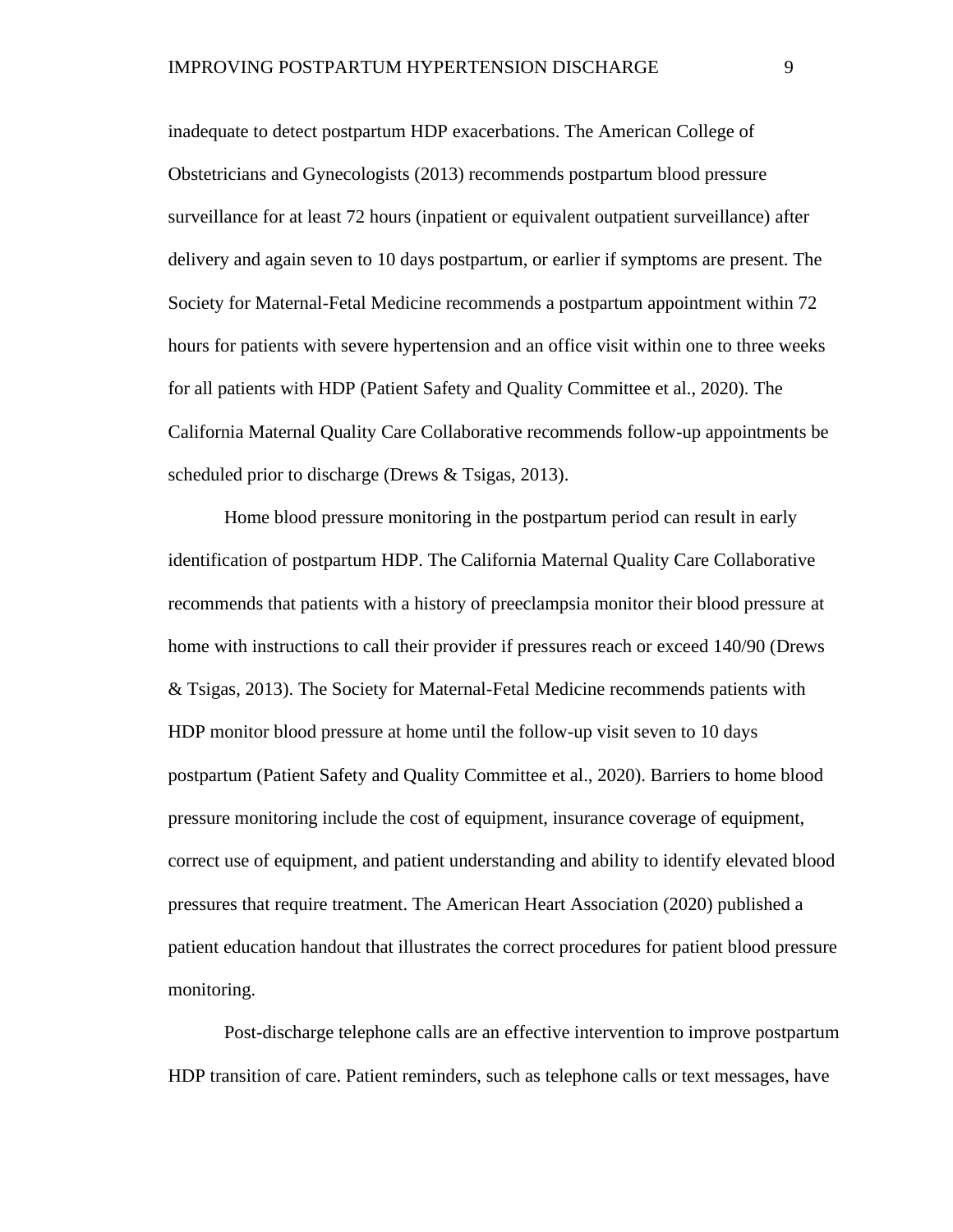inadequate to detect postpartum HDP exacerbations. The American College of Obstetricians and Gynecologists (2013) recommends postpartum blood pressure surveillance for at least 72 hours (inpatient or equivalent outpatient surveillance) after delivery and again seven to 10 days postpartum, or earlier if symptoms are present. The Society for Maternal-Fetal Medicine recommends a postpartum appointment within 72 hours for patients with severe hypertension and an office visit within one to three weeks for all patients with HDP (Patient Safety and Quality Committee et al., 2020). The California Maternal Quality Care Collaborative recommends follow-up appointments be scheduled prior to discharge (Drews & Tsigas, 2013).

Home blood pressure monitoring in the postpartum period can result in early identification of postpartum HDP. The California Maternal Quality Care Collaborative recommends that patients with a history of preeclampsia monitor their blood pressure at home with instructions to call their provider if pressures reach or exceed 140/90 (Drews & Tsigas, 2013). The Society for Maternal-Fetal Medicine recommends patients with HDP monitor blood pressure at home until the follow-up visit seven to 10 days postpartum (Patient Safety and Quality Committee et al., 2020). Barriers to home blood pressure monitoring include the cost of equipment, insurance coverage of equipment, correct use of equipment, and patient understanding and ability to identify elevated blood pressures that require treatment. The American Heart Association (2020) published a patient education handout that illustrates the correct procedures for patient blood pressure monitoring.

Post-discharge telephone calls are an effective intervention to improve postpartum HDP transition of care. Patient reminders, such as telephone calls or text messages, have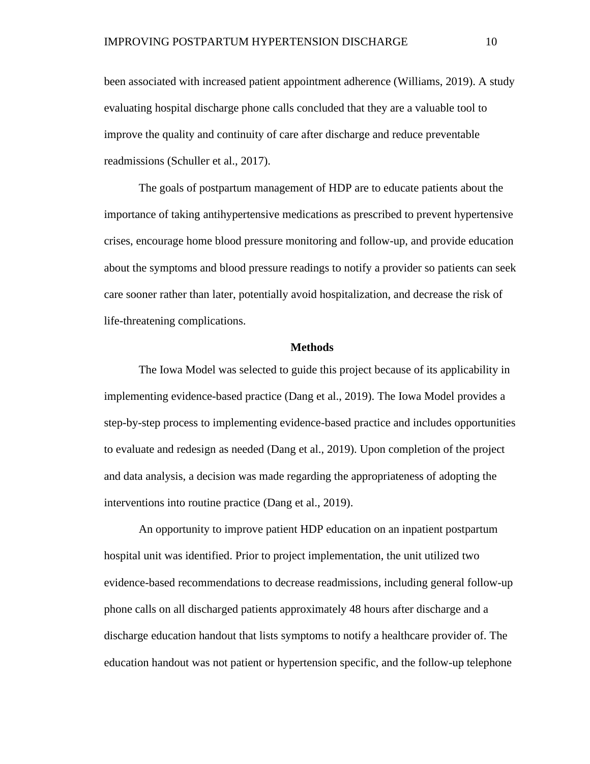been associated with increased patient appointment adherence (Williams, 2019). A study evaluating hospital discharge phone calls concluded that they are a valuable tool to improve the quality and continuity of care after discharge and reduce preventable readmissions (Schuller et al., 2017).

The goals of postpartum management of HDP are to educate patients about the importance of taking antihypertensive medications as prescribed to prevent hypertensive crises, encourage home blood pressure monitoring and follow-up, and provide education about the symptoms and blood pressure readings to notify a provider so patients can seek care sooner rather than later, potentially avoid hospitalization, and decrease the risk of life-threatening complications.

## Methods

The Iowa Model was selected to guide this project because of its applicability in implementing evidence-based practice (Dang et al., 2019). The Iowa Model provides a step-by-step process to implementing evidence-based practice and includes opportunities to evaluate and redesign as needed (Dang et al., 2019). Upon completion of the project and data analysis, a decision was made regarding the appropriateness of adopting the interventions into routine practice (Dang et al., 2019).

An opportunity to improve patient HDP education on an inpatient postpartum hospital unit was identified. Prior to project implementation, the unit utilized two evidence-based recommendations to decrease readmissions, including general follow-up phone calls on all discharged patients approximately 48 hours after discharge and a discharge education handout that lists symptoms to notify a healthcare provider of. The education handout was not patient or hypertension specific, and the follow-up telephone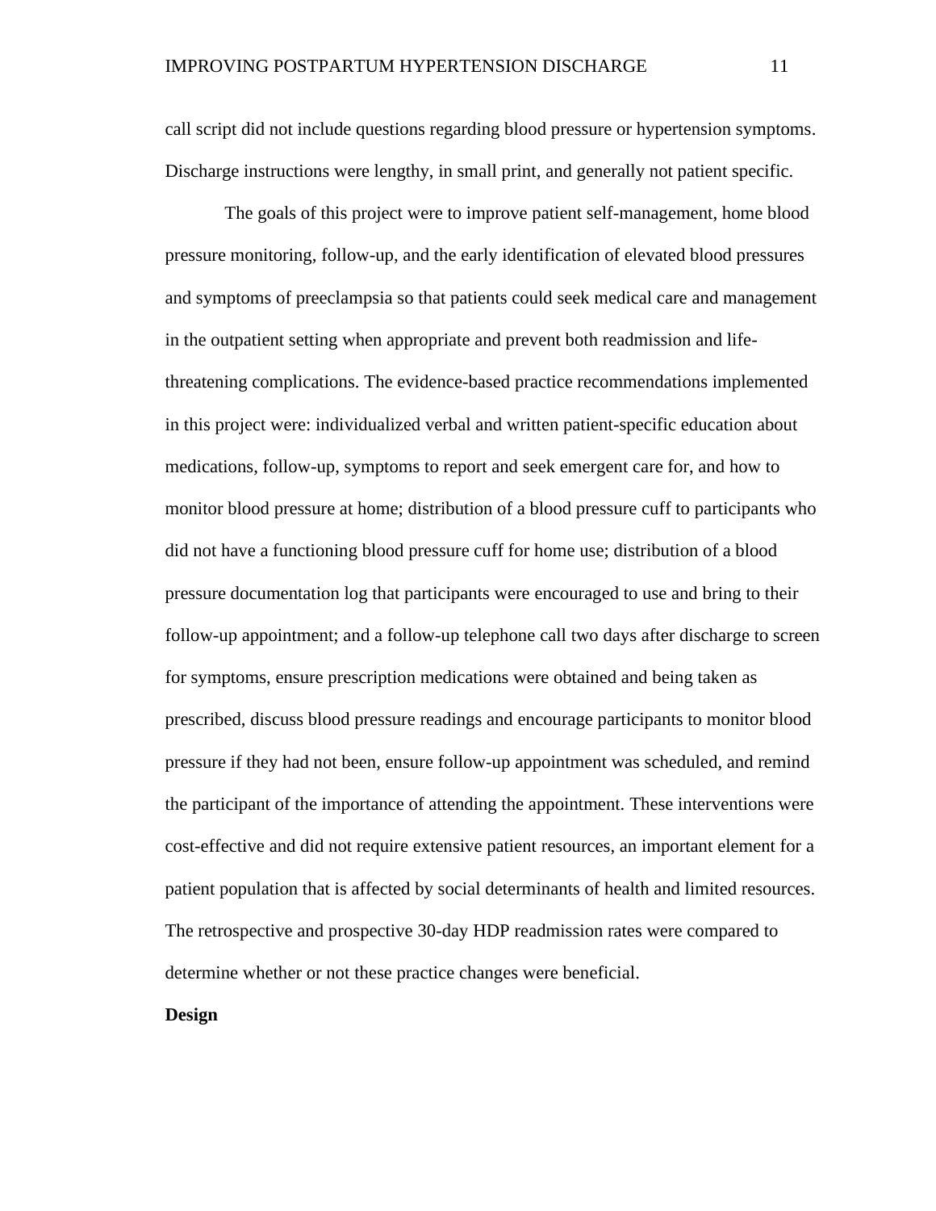call script did not include questions regarding blood pressure or hypertension symptoms. Discharge instructions were lengthy, in small print, and generally not patient specific.

The goals of this project were to improve patient self-management, home blood pressure monitoring, follow-up, and the early identification of elevated blood pressures and symptoms of preeclampsia so that patients could seek medical care and management in the outpatient setting when appropriate and prevent both readmission and life-threatening complications. The evidence-based practice recommendations implemented in this project were: individualized verbal and written patient-specific education about medications, follow-up, symptoms to report and seek emergent care for, and how to monitor blood pressure at home; distribution of a blood pressure cuff to participants who did not have a functioning blood pressure cuff for home use; distribution of a blood pressure documentation log that participants were encouraged to use and bring to their follow-up appointment; and a follow-up telephone call two days after discharge to screen for symptoms, ensure prescription medications were obtained and being taken as prescribed, discuss blood pressure readings and encourage participants to monitor blood pressure if they had not been, ensure follow-up appointment was scheduled, and remind the participant of the importance of attending the appointment. These interventions were cost-effective and did not require extensive patient resources, an important element for a patient population that is affected by social determinants of health and limited resources. The retrospective and prospective 30-day HDP readmission rates were compared to determine whether or not these practice changes were beneficial.

**Design**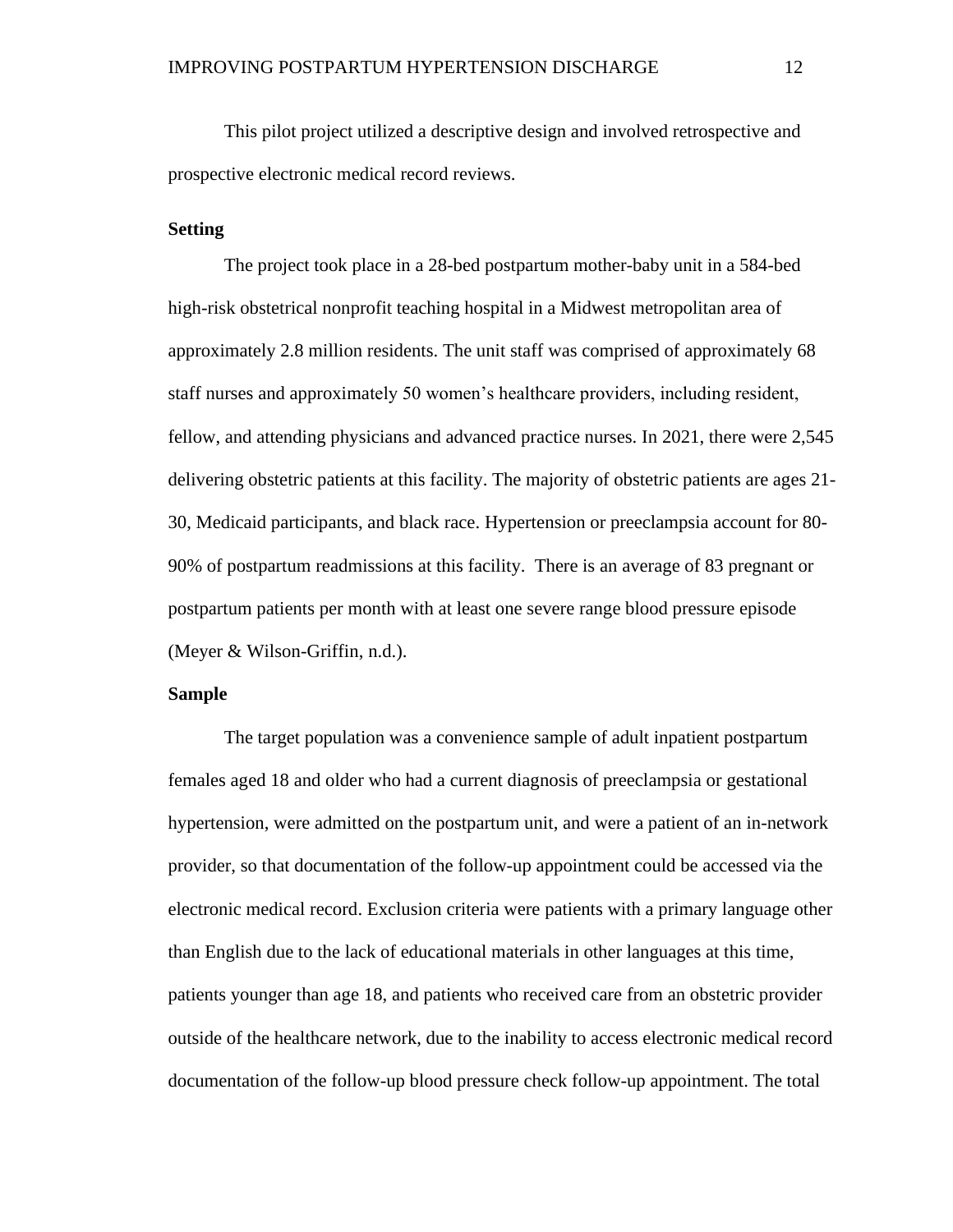This pilot project utilized a descriptive design and involved retrospective and prospective electronic medical record reviews.

### Setting

The project took place in a 28-bed postpartum mother-baby unit in a 584-bed high-risk obstetrical nonprofit teaching hospital in a Midwest metropolitan area of approximately 2.8 million residents. The unit staff was comprised of approximately 68 staff nurses and approximately 50 women's healthcare providers, including resident, fellow, and attending physicians and advanced practice nurses. In 2021, there were 2,545 delivering obstetric patients at this facility. The majority of obstetric patients are ages 21-30, Medicaid participants, and black race. Hypertension or preeclampsia account for 80-90% of postpartum readmissions at this facility. There is an average of 83 pregnant or postpartum patients per month with at least one severe range blood pressure episode (Meyer & Wilson-Griffin, n.d.).

### Sample

The target population was a convenience sample of adult inpatient postpartum females aged 18 and older who had a current diagnosis of preeclampsia or gestational hypertension, were admitted on the postpartum unit, and were a patient of an in-network provider, so that documentation of the follow-up appointment could be accessed via the electronic medical record. Exclusion criteria were patients with a primary language other than English due to the lack of educational materials in other languages at this time, patients younger than age 18, and patients who received care from an obstetric provider outside of the healthcare network, due to the inability to access electronic medical record documentation of the follow-up blood pressure check follow-up appointment. The total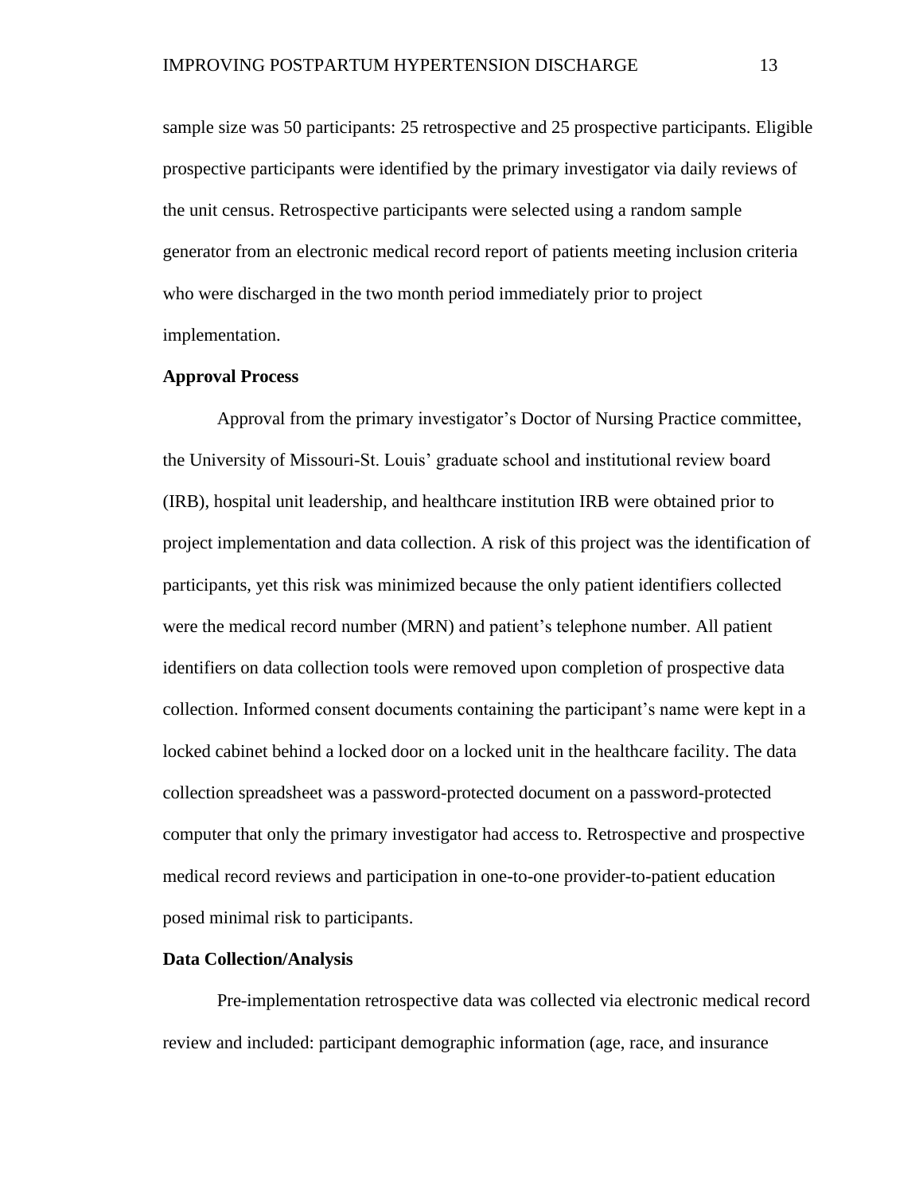sample size was 50 participants: 25 retrospective and 25 prospective participants. Eligible prospective participants were identified by the primary investigator via daily reviews of the unit census. Retrospective participants were selected using a random sample generator from an electronic medical record report of patients meeting inclusion criteria who were discharged in the two month period immediately prior to project implementation.

**Approval Process**

Approval from the primary investigator's Doctor of Nursing Practice committee, the University of Missouri-St. Louis' graduate school and institutional review board (IRB), hospital unit leadership, and healthcare institution IRB were obtained prior to project implementation and data collection. A risk of this project was the identification of participants, yet this risk was minimized because the only patient identifiers collected were the medical record number (MRN) and patient's telephone number. All patient identifiers on data collection tools were removed upon completion of prospective data collection. Informed consent documents containing the participant's name were kept in a locked cabinet behind a locked door on a locked unit in the healthcare facility. The data collection spreadsheet was a password-protected document on a password-protected computer that only the primary investigator had access to. Retrospective and prospective medical record reviews and participation in one-to-one provider-to-patient education posed minimal risk to participants.

**Data Collection/Analysis**

Pre-implementation retrospective data was collected via electronic medical record review and included: participant demographic information (age, race, and insurance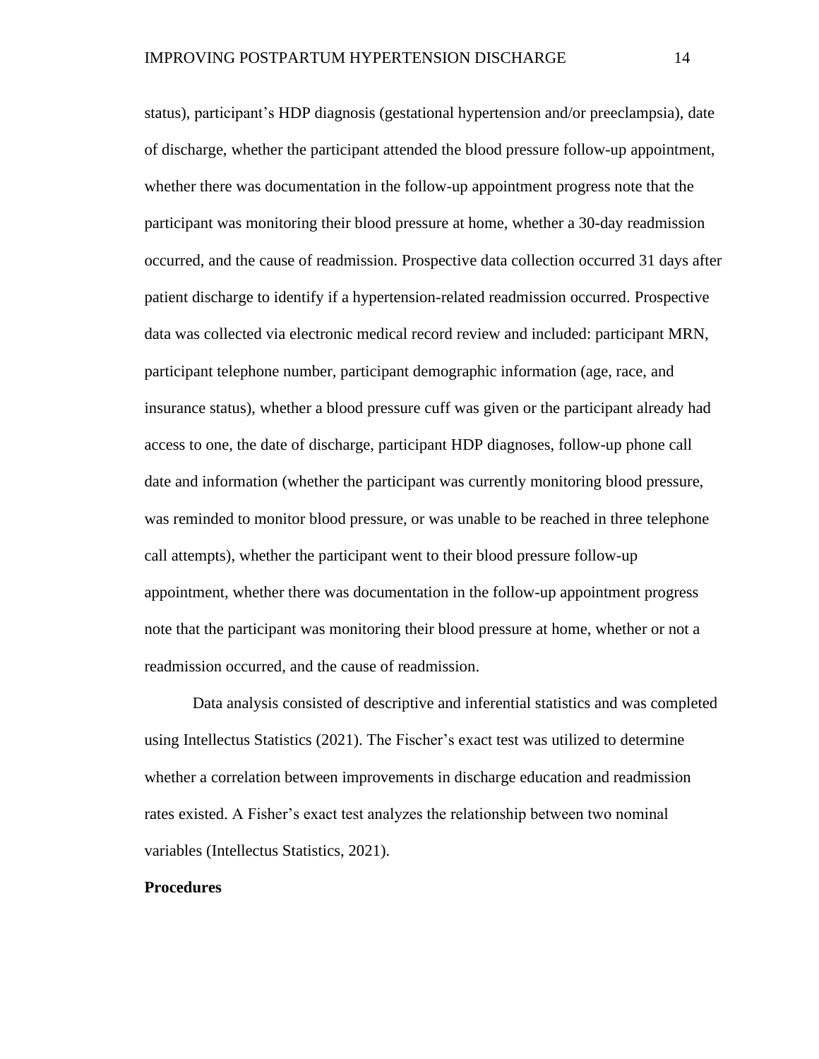status), participant's HDP diagnosis (gestational hypertension and/or preeclampsia), date of discharge, whether the participant attended the blood pressure follow-up appointment, whether there was documentation in the follow-up appointment progress note that the participant was monitoring their blood pressure at home, whether a 30-day readmission occurred, and the cause of readmission. Prospective data collection occurred 31 days after patient discharge to identify if a hypertension-related readmission occurred. Prospective data was collected via electronic medical record review and included: participant MRN, participant telephone number, participant demographic information (age, race, and insurance status), whether a blood pressure cuff was given or the participant already had access to one, the date of discharge, participant HDP diagnoses, follow-up phone call date and information (whether the participant was currently monitoring blood pressure, was reminded to monitor blood pressure, or was unable to be reached in three telephone call attempts), whether the participant went to their blood pressure follow-up appointment, whether there was documentation in the follow-up appointment progress note that the participant was monitoring their blood pressure at home, whether or not a readmission occurred, and the cause of readmission.

Data analysis consisted of descriptive and inferential statistics and was completed using Intellectus Statistics (2021). The Fischer's exact test was utilized to determine whether a correlation between improvements in discharge education and readmission rates existed. A Fisher's exact test analyzes the relationship between two nominal variables (Intellectus Statistics, 2021).

**Procedures**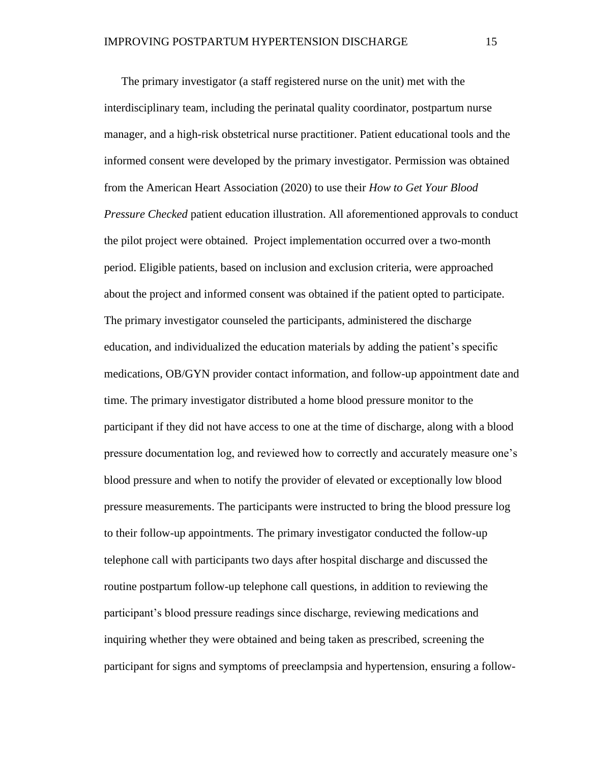The primary investigator (a staff registered nurse on the unit) met with the interdisciplinary team, including the perinatal quality coordinator, postpartum nurse manager, and a high-risk obstetrical nurse practitioner. Patient educational tools and the informed consent were developed by the primary investigator. Permission was obtained from the American Heart Association (2020) to use their *How to Get Your Blood Pressure Checked* patient education illustration. All aforementioned approvals to conduct the pilot project were obtained. Project implementation occurred over a two-month period. Eligible patients, based on inclusion and exclusion criteria, were approached about the project and informed consent was obtained if the patient opted to participate. The primary investigator counseled the participants, administered the discharge education, and individualized the education materials by adding the patient's specific medications, OB/GYN provider contact information, and follow-up appointment date and time. The primary investigator distributed a home blood pressure monitor to the participant if they did not have access to one at the time of discharge, along with a blood pressure documentation log, and reviewed how to correctly and accurately measure one's blood pressure and when to notify the provider of elevated or exceptionally low blood pressure measurements. The participants were instructed to bring the blood pressure log to their follow-up appointments. The primary investigator conducted the follow-up telephone call with participants two days after hospital discharge and discussed the routine postpartum follow-up telephone call questions, in addition to reviewing the participant's blood pressure readings since discharge, reviewing medications and inquiring whether they were obtained and being taken as prescribed, screening the participant for signs and symptoms of preeclampsia and hypertension, ensuring a follow-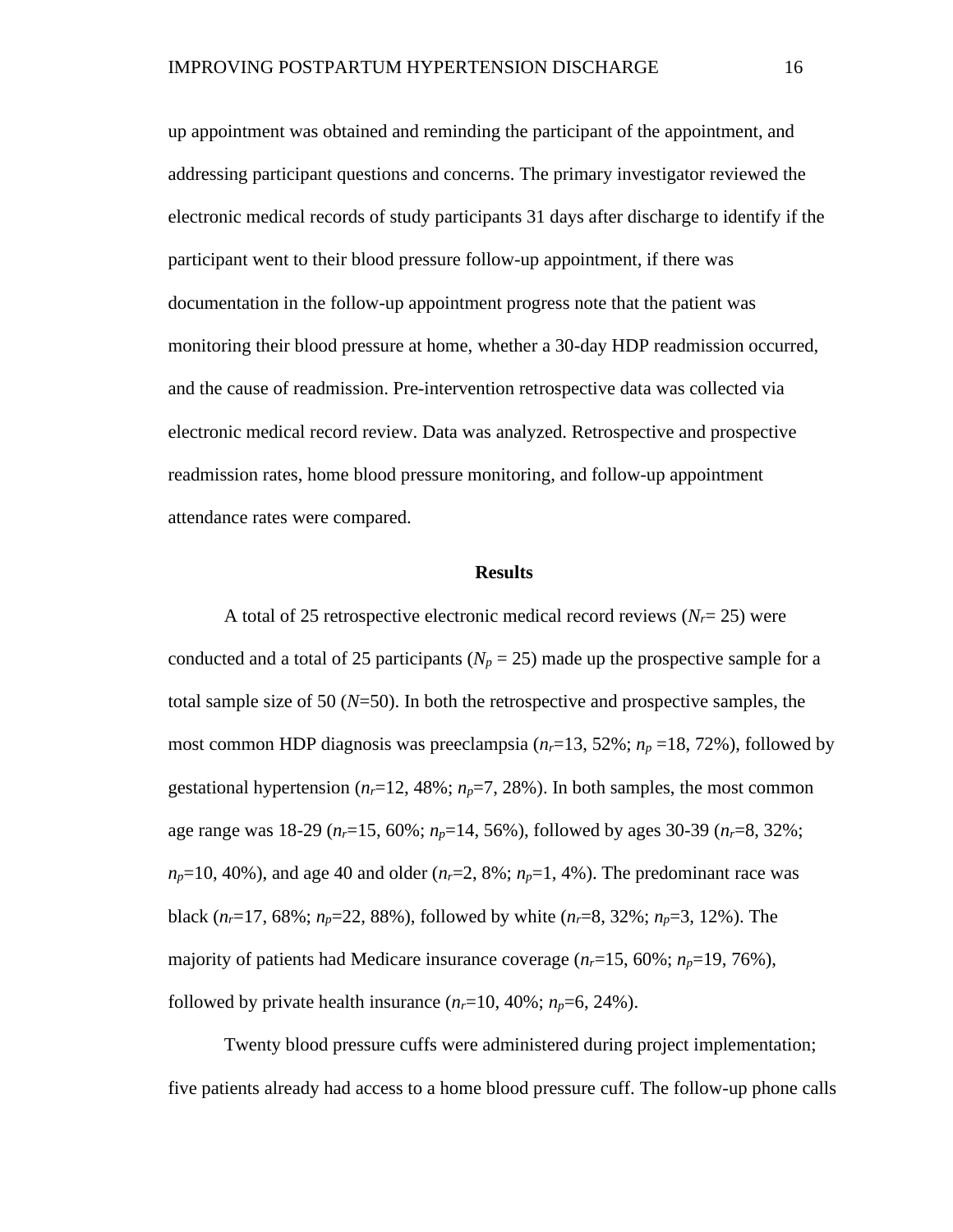up appointment was obtained and reminding the participant of the appointment, and addressing participant questions and concerns. The primary investigator reviewed the electronic medical records of study participants 31 days after discharge to identify if the participant went to their blood pressure follow-up appointment, if there was documentation in the follow-up appointment progress note that the patient was monitoring their blood pressure at home, whether a 30-day HDP readmission occurred, and the cause of readmission. Pre-intervention retrospective data was collected via electronic medical record review. Data was analyzed. Retrospective and prospective readmission rates, home blood pressure monitoring, and follow-up appointment attendance rates were compared.

## Results

A total of 25 retrospective electronic medical record reviews ($N_r$= 25) were conducted and a total of 25 participants ($N_p$ = 25) made up the prospective sample for a total sample size of 50 ($N$=50). In both the retrospective and prospective samples, the most common HDP diagnosis was preeclampsia ($n_r$=13, 52%; $n_p$ =18, 72%), followed by gestational hypertension ($n_r$=12, 48%; $n_p$=7, 28%). In both samples, the most common age range was 18-29 ($n_r$=15, 60%; $n_p$=14, 56%), followed by ages 30-39 ($n_r$=8, 32%; $n_p$=10, 40%), and age 40 and older ($n_r$=2, 8%; $n_p$=1, 4%). The predominant race was black ($n_r$=17, 68%; $n_p$=22, 88%), followed by white ($n_r$=8, 32%; $n_p$=3, 12%). The majority of patients had Medicare insurance coverage ($n_r$=15, 60%; $n_p$=19, 76%), followed by private health insurance ($n_r$=10, 40%; $n_p$=6, 24%).

Twenty blood pressure cuffs were administered during project implementation; five patients already had access to a home blood pressure cuff. The follow-up phone calls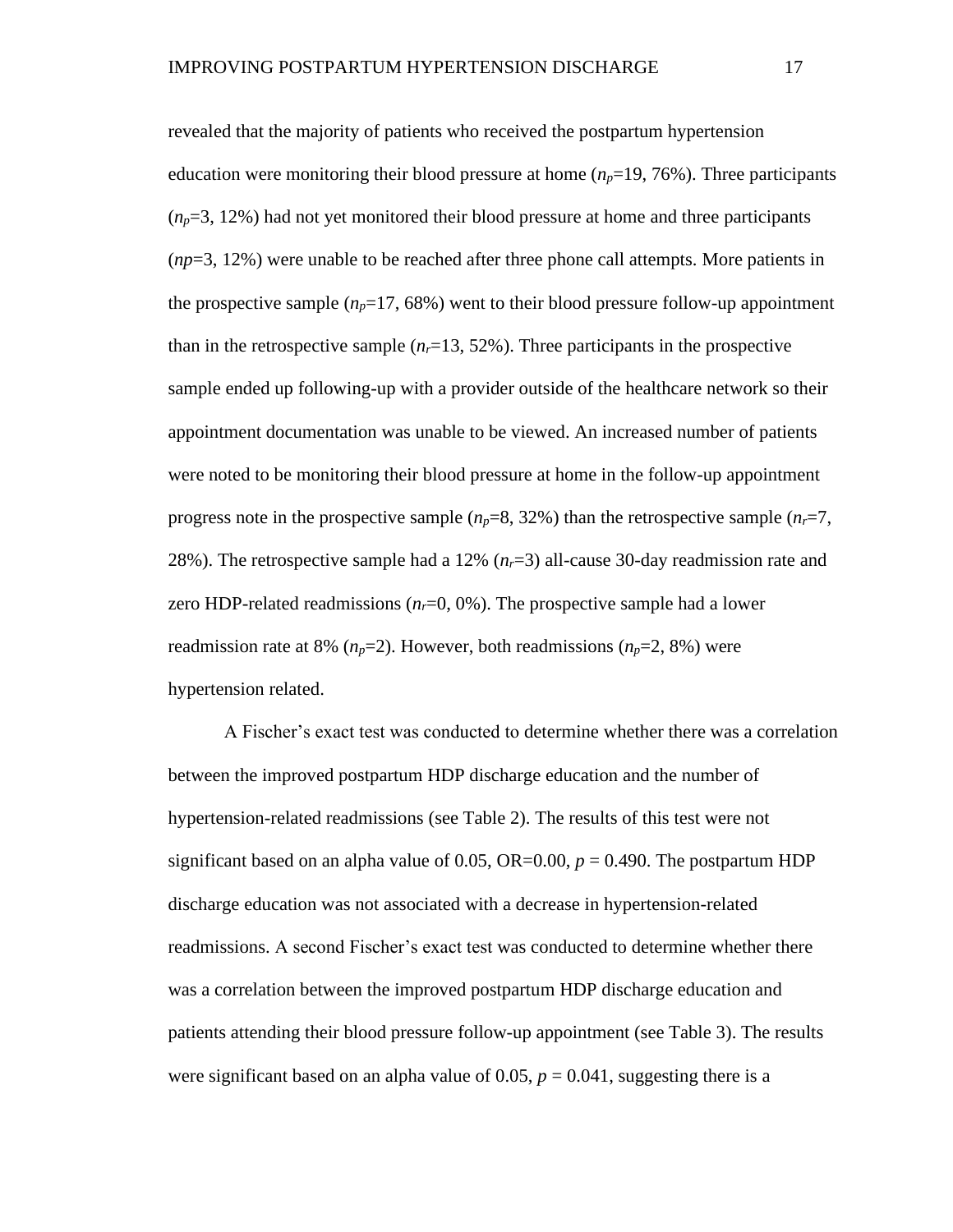revealed that the majority of patients who received the postpartum hypertension education were monitoring their blood pressure at home ($n_p$=19, 76%). Three participants ($n_p$=3, 12%) had not yet monitored their blood pressure at home and three participants (*np*=3, 12%) were unable to be reached after three phone call attempts. More patients in the prospective sample ($n_p$=17, 68%) went to their blood pressure follow-up appointment than in the retrospective sample ($n_r$=13, 52%). Three participants in the prospective sample ended up following-up with a provider outside of the healthcare network so their appointment documentation was unable to be viewed. An increased number of patients were noted to be monitoring their blood pressure at home in the follow-up appointment progress note in the prospective sample ($n_p$=8, 32%) than the retrospective sample ($n_r$=7, 28%). The retrospective sample had a 12% ($n_r$=3) all-cause 30-day readmission rate and zero HDP-related readmissions ($n_r$=0, 0%). The prospective sample had a lower readmission rate at 8% ($n_p$=2). However, both readmissions ($n_p$=2, 8%) were hypertension related.

A Fischer's exact test was conducted to determine whether there was a correlation between the improved postpartum HDP discharge education and the number of hypertension-related readmissions (see Table 2). The results of this test were not significant based on an alpha value of 0.05, OR=0.00, $p$ = 0.490. The postpartum HDP discharge education was not associated with a decrease in hypertension-related readmissions. A second Fischer's exact test was conducted to determine whether there was a correlation between the improved postpartum HDP discharge education and patients attending their blood pressure follow-up appointment (see Table 3). The results were significant based on an alpha value of 0.05, $p$ = 0.041, suggesting there is a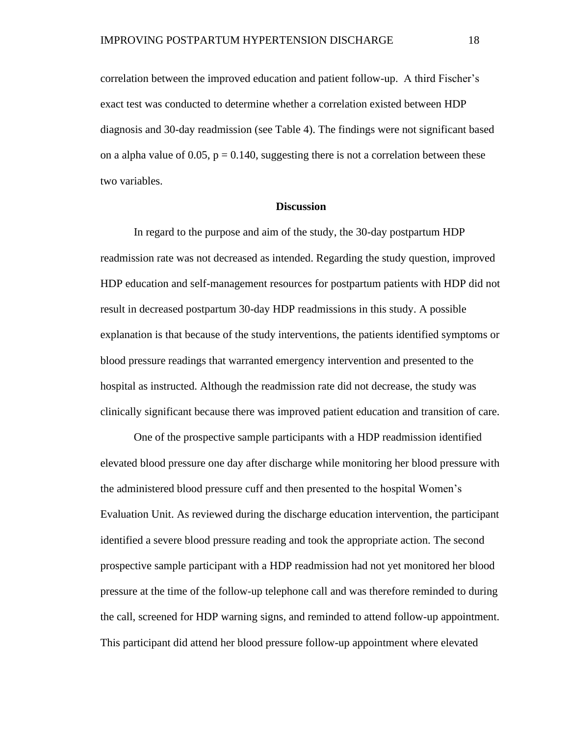correlation between the improved education and patient follow-up. A third Fischer's exact test was conducted to determine whether a correlation existed between HDP diagnosis and 30-day readmission (see Table 4). The findings were not significant based on a alpha value of 0.05, $p = 0.140$, suggesting there is not a correlation between these two variables.

## Discussion

In regard to the purpose and aim of the study, the 30-day postpartum HDP readmission rate was not decreased as intended. Regarding the study question, improved HDP education and self-management resources for postpartum patients with HDP did not result in decreased postpartum 30-day HDP readmissions in this study. A possible explanation is that because of the study interventions, the patients identified symptoms or blood pressure readings that warranted emergency intervention and presented to the hospital as instructed. Although the readmission rate did not decrease, the study was clinically significant because there was improved patient education and transition of care.

One of the prospective sample participants with a HDP readmission identified elevated blood pressure one day after discharge while monitoring her blood pressure with the administered blood pressure cuff and then presented to the hospital Women's Evaluation Unit. As reviewed during the discharge education intervention, the participant identified a severe blood pressure reading and took the appropriate action. The second prospective sample participant with a HDP readmission had not yet monitored her blood pressure at the time of the follow-up telephone call and was therefore reminded to during the call, screened for HDP warning signs, and reminded to attend follow-up appointment. This participant did attend her blood pressure follow-up appointment where elevated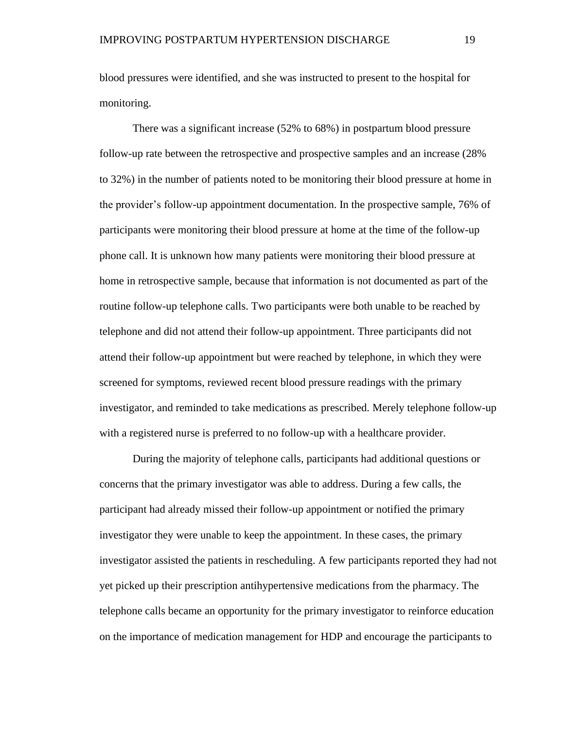blood pressures were identified, and she was instructed to present to the hospital for monitoring.

There was a significant increase (52% to 68%) in postpartum blood pressure follow-up rate between the retrospective and prospective samples and an increase (28% to 32%) in the number of patients noted to be monitoring their blood pressure at home in the provider's follow-up appointment documentation. In the prospective sample, 76% of participants were monitoring their blood pressure at home at the time of the follow-up phone call. It is unknown how many patients were monitoring their blood pressure at home in retrospective sample, because that information is not documented as part of the routine follow-up telephone calls. Two participants were both unable to be reached by telephone and did not attend their follow-up appointment. Three participants did not attend their follow-up appointment but were reached by telephone, in which they were screened for symptoms, reviewed recent blood pressure readings with the primary investigator, and reminded to take medications as prescribed. Merely telephone follow-up with a registered nurse is preferred to no follow-up with a healthcare provider.

During the majority of telephone calls, participants had additional questions or concerns that the primary investigator was able to address. During a few calls, the participant had already missed their follow-up appointment or notified the primary investigator they were unable to keep the appointment. In these cases, the primary investigator assisted the patients in rescheduling. A few participants reported they had not yet picked up their prescription antihypertensive medications from the pharmacy. The telephone calls became an opportunity for the primary investigator to reinforce education on the importance of medication management for HDP and encourage the participants to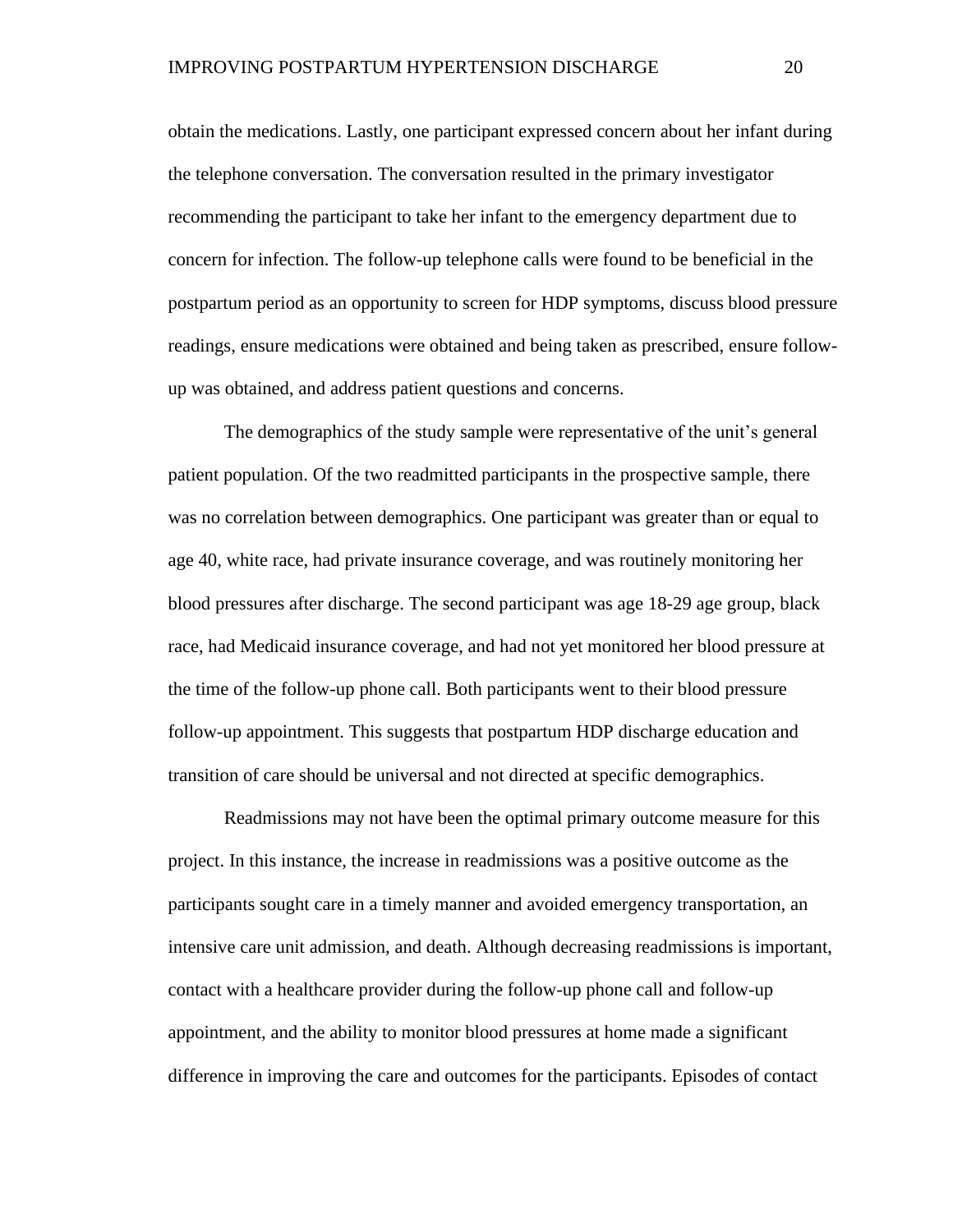obtain the medications. Lastly, one participant expressed concern about her infant during the telephone conversation. The conversation resulted in the primary investigator recommending the participant to take her infant to the emergency department due to concern for infection. The follow-up telephone calls were found to be beneficial in the postpartum period as an opportunity to screen for HDP symptoms, discuss blood pressure readings, ensure medications were obtained and being taken as prescribed, ensure follow-up was obtained, and address patient questions and concerns.

The demographics of the study sample were representative of the unit's general patient population. Of the two readmitted participants in the prospective sample, there was no correlation between demographics. One participant was greater than or equal to age 40, white race, had private insurance coverage, and was routinely monitoring her blood pressures after discharge. The second participant was age 18-29 age group, black race, had Medicaid insurance coverage, and had not yet monitored her blood pressure at the time of the follow-up phone call. Both participants went to their blood pressure follow-up appointment. This suggests that postpartum HDP discharge education and transition of care should be universal and not directed at specific demographics.

Readmissions may not have been the optimal primary outcome measure for this project. In this instance, the increase in readmissions was a positive outcome as the participants sought care in a timely manner and avoided emergency transportation, an intensive care unit admission, and death. Although decreasing readmissions is important, contact with a healthcare provider during the follow-up phone call and follow-up appointment, and the ability to monitor blood pressures at home made a significant difference in improving the care and outcomes for the participants. Episodes of contact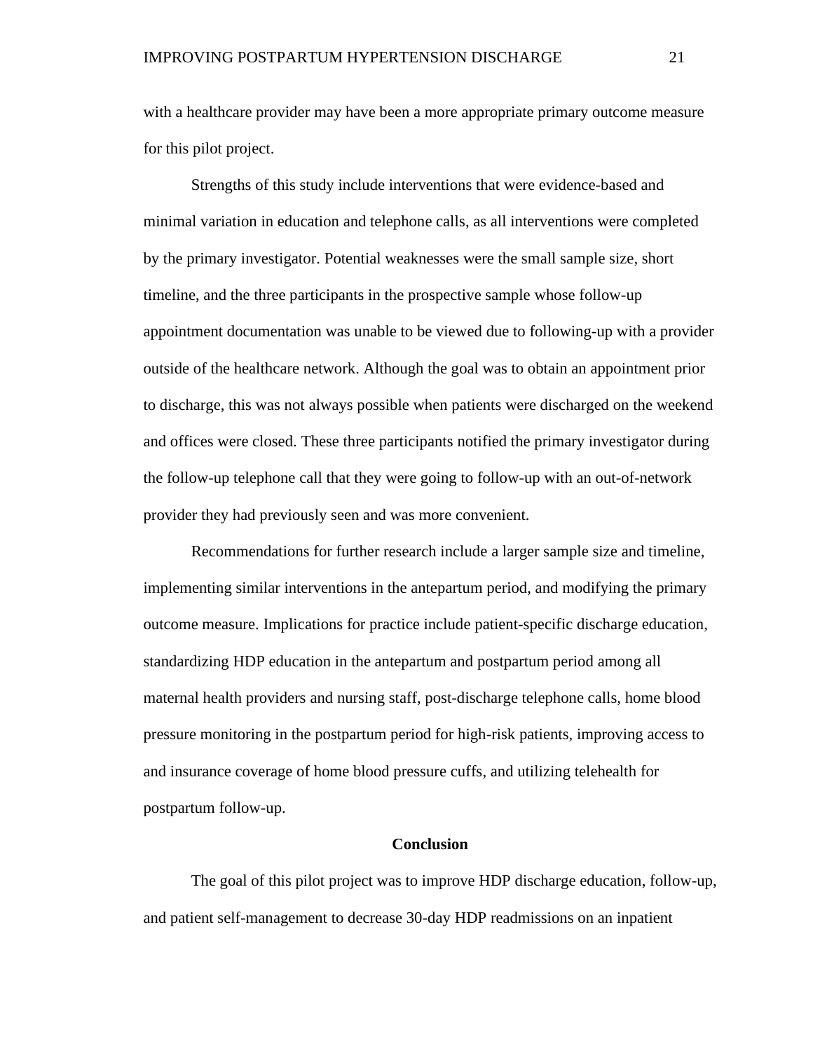with a healthcare provider may have been a more appropriate primary outcome measure for this pilot project.

Strengths of this study include interventions that were evidence-based and minimal variation in education and telephone calls, as all interventions were completed by the primary investigator. Potential weaknesses were the small sample size, short timeline, and the three participants in the prospective sample whose follow-up appointment documentation was unable to be viewed due to following-up with a provider outside of the healthcare network. Although the goal was to obtain an appointment prior to discharge, this was not always possible when patients were discharged on the weekend and offices were closed. These three participants notified the primary investigator during the follow-up telephone call that they were going to follow-up with an out-of-network provider they had previously seen and was more convenient.

Recommendations for further research include a larger sample size and timeline, implementing similar interventions in the antepartum period, and modifying the primary outcome measure. Implications for practice include patient-specific discharge education, standardizing HDP education in the antepartum and postpartum period among all maternal health providers and nursing staff, post-discharge telephone calls, home blood pressure monitoring in the postpartum period for high-risk patients, improving access to and insurance coverage of home blood pressure cuffs, and utilizing telehealth for postpartum follow-up.

## Conclusion

The goal of this pilot project was to improve HDP discharge education, follow-up, and patient self-management to decrease 30-day HDP readmissions on an inpatient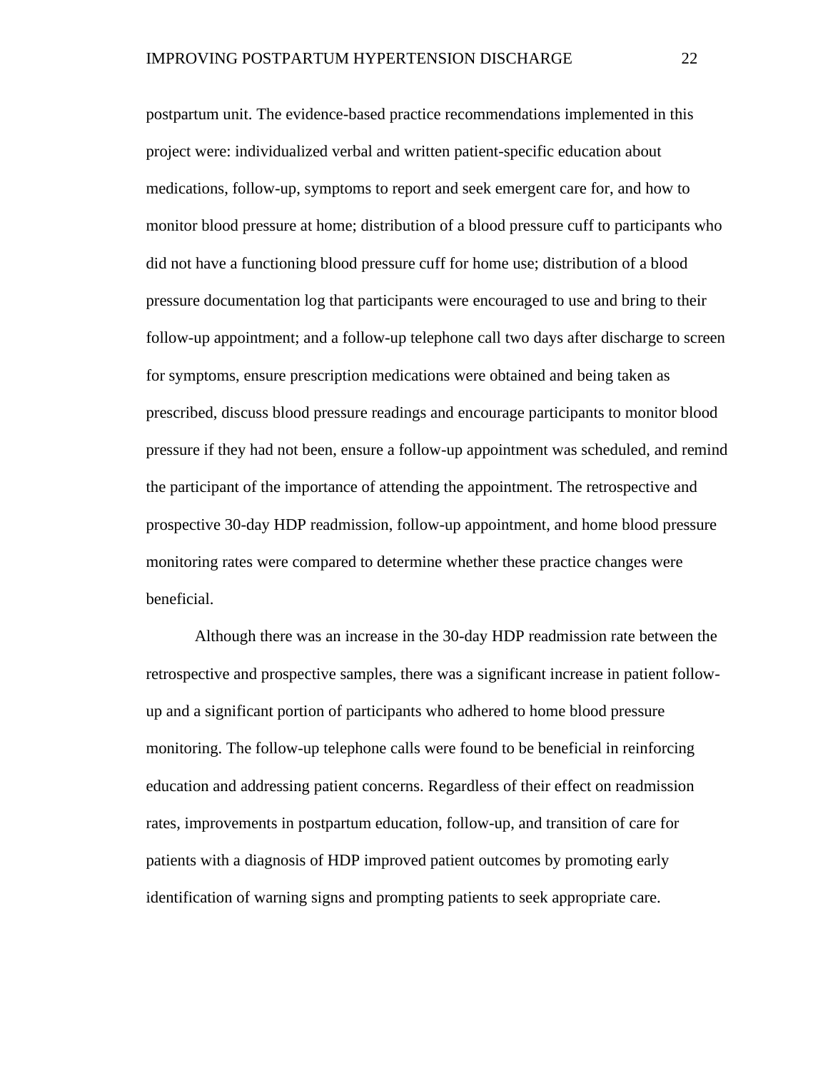postpartum unit. The evidence-based practice recommendations implemented in this project were: individualized verbal and written patient-specific education about medications, follow-up, symptoms to report and seek emergent care for, and how to monitor blood pressure at home; distribution of a blood pressure cuff to participants who did not have a functioning blood pressure cuff for home use; distribution of a blood pressure documentation log that participants were encouraged to use and bring to their follow-up appointment; and a follow-up telephone call two days after discharge to screen for symptoms, ensure prescription medications were obtained and being taken as prescribed, discuss blood pressure readings and encourage participants to monitor blood pressure if they had not been, ensure a follow-up appointment was scheduled, and remind the participant of the importance of attending the appointment. The retrospective and prospective 30-day HDP readmission, follow-up appointment, and home blood pressure monitoring rates were compared to determine whether these practice changes were beneficial.

Although there was an increase in the 30-day HDP readmission rate between the retrospective and prospective samples, there was a significant increase in patient follow-up and a significant portion of participants who adhered to home blood pressure monitoring. The follow-up telephone calls were found to be beneficial in reinforcing education and addressing patient concerns. Regardless of their effect on readmission rates, improvements in postpartum education, follow-up, and transition of care for patients with a diagnosis of HDP improved patient outcomes by promoting early identification of warning signs and prompting patients to seek appropriate care.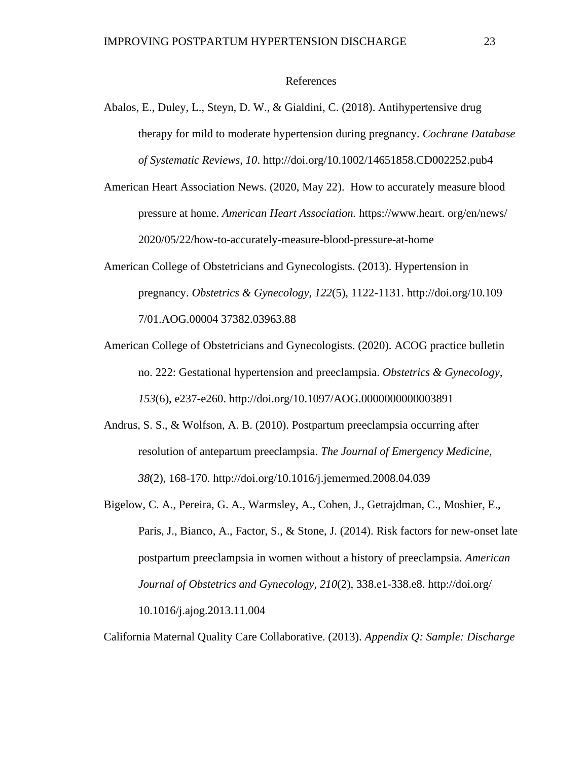# References

Abalos, E., Duley, L., Steyn, D. W., & Gialdini, C. (2018). Antihypertensive drug therapy for mild to moderate hypertension during pregnancy. *Cochrane Database of Systematic Reviews, 10*. http://doi.org/10.1002/14651858.CD002252.pub4

American Heart Association News. (2020, May 22). How to accurately measure blood pressure at home. *American Heart Association.* https://www.heart. org/en/news/ 2020/05/22/how-to-accurately-measure-blood-pressure-at-home

American College of Obstetricians and Gynecologists. (2013). Hypertension in pregnancy. *Obstetrics & Gynecology, 122*(5), 1122-1131. http://doi.org/10.109 7/01.AOG.00004 37382.03963.88

American College of Obstetricians and Gynecologists. (2020). ACOG practice bulletin no. 222: Gestational hypertension and preeclampsia. *Obstetrics & Gynecology, 153*(6), e237-e260. http://doi.org/10.1097/AOG.0000000000003891

Andrus, S. S., & Wolfson, A. B. (2010). Postpartum preeclampsia occurring after resolution of antepartum preeclampsia. *The Journal of Emergency Medicine, 38*(2), 168-170. http://doi.org/10.1016/j.jemermed.2008.04.039

Bigelow, C. A., Pereira, G. A., Warmsley, A., Cohen, J., Getrajdman, C., Moshier, E., Paris, J., Bianco, A., Factor, S., & Stone, J. (2014). Risk factors for new-onset late postpartum preeclampsia in women without a history of preeclampsia. *American Journal of Obstetrics and Gynecology, 210*(2), 338.e1-338.e8. http://doi.org/ 10.1016/j.ajog.2013.11.004

California Maternal Quality Care Collaborative. (2013). *Appendix Q: Sample: Discharge*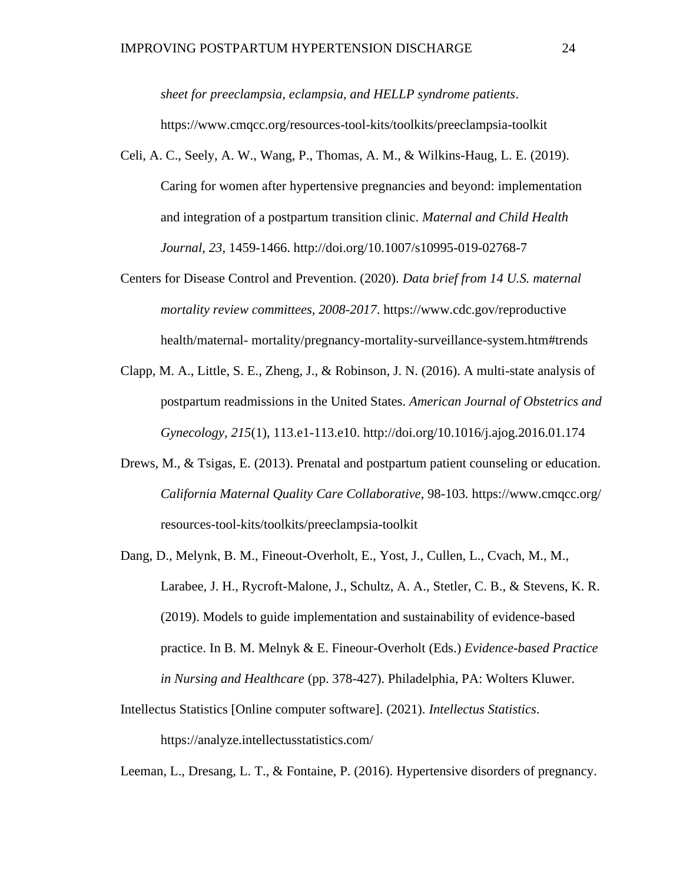*sheet for preeclampsia, eclampsia, and HELLP syndrome patients*. https://www.cmqcc.org/resources-tool-kits/toolkits/preeclampsia-toolkit

Celi, A. C., Seely, A. W., Wang, P., Thomas, A. M., & Wilkins-Haug, L. E. (2019). Caring for women after hypertensive pregnancies and beyond: implementation and integration of a postpartum transition clinic. *Maternal and Child Health Journal*, *23*, 1459-1466. http://doi.org/10.1007/s10995-019-02768-7

Centers for Disease Control and Prevention. (2020). *Data brief from 14 U.S. maternal mortality review committees, 2008-2017*. https://www.cdc.gov/reproductive health/maternal- mortality/pregnancy-mortality-surveillance-system.htm#trends

Clapp, M. A., Little, S. E., Zheng, J., & Robinson, J. N. (2016). A multi-state analysis of postpartum readmissions in the United States. *American Journal of Obstetrics and Gynecology, 215*(1), 113.e1-113.e10. http://doi.org/10.1016/j.ajog.2016.01.174

Drews, M., & Tsigas, E. (2013). Prenatal and postpartum patient counseling or education. *California Maternal Quality Care Collaborative*, 98-103. https://www.cmqcc.org/resources-tool-kits/toolkits/preeclampsia-toolkit

Dang, D., Melynk, B. M., Fineout-Overholt, E., Yost, J., Cullen, L., Cvach, M., M., Larabee, J. H., Rycroft-Malone, J., Schultz, A. A., Stetler, C. B., & Stevens, K. R. (2019). Models to guide implementation and sustainability of evidence-based practice. In B. M. Melnyk & E. Fineour-Overholt (Eds.) *Evidence-based Practice in Nursing and Healthcare* (pp. 378-427). Philadelphia, PA: Wolters Kluwer.

Intellectus Statistics [Online computer software]. (2021). *Intellectus Statistics*. https://analyze.intellectusstatistics.com/

Leeman, L., Dresang, L. T., & Fontaine, P. (2016). Hypertensive disorders of pregnancy.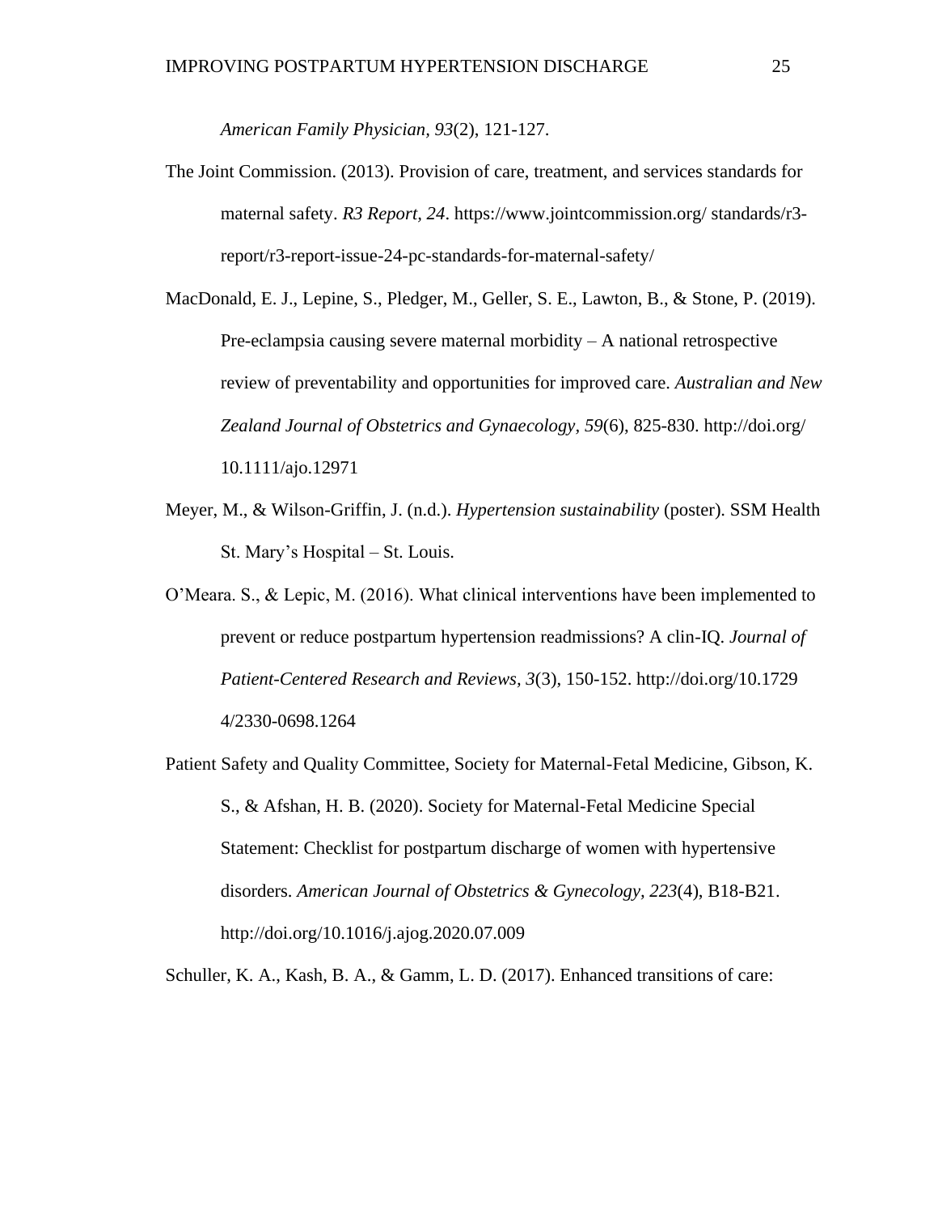*American Family Physician, 93*(2), 121-127.

The Joint Commission. (2013). Provision of care, treatment, and services standards for maternal safety. *R3 Report, 24*. https://www.jointcommission.org/ standards/r3-report/r3-report-issue-24-pc-standards-for-maternal-safety/

MacDonald, E. J., Lepine, S., Pledger, M., Geller, S. E., Lawton, B., & Stone, P. (2019). Pre-eclampsia causing severe maternal morbidity – A national retrospective review of preventability and opportunities for improved care. *Australian and New Zealand Journal of Obstetrics and Gynaecology, 59*(6), 825-830. http://doi.org/ 10.1111/ajo.12971

Meyer, M., & Wilson-Griffin, J. (n.d.). *Hypertension sustainability* (poster). SSM Health St. Mary's Hospital – St. Louis.

O'Meara. S., & Lepic, M. (2016). What clinical interventions have been implemented to prevent or reduce postpartum hypertension readmissions? A clin-IQ. *Journal of Patient-Centered Research and Reviews, 3*(3), 150-152. http://doi.org/10.1729 4/2330-0698.1264

Patient Safety and Quality Committee, Society for Maternal-Fetal Medicine, Gibson, K. S., & Afshan, H. B. (2020). Society for Maternal-Fetal Medicine Special Statement: Checklist for postpartum discharge of women with hypertensive disorders. *American Journal of Obstetrics & Gynecology, 223*(4), B18-B21. http://doi.org/10.1016/j.ajog.2020.07.009

Schuller, K. A., Kash, B. A., & Gamm, L. D. (2017). Enhanced transitions of care: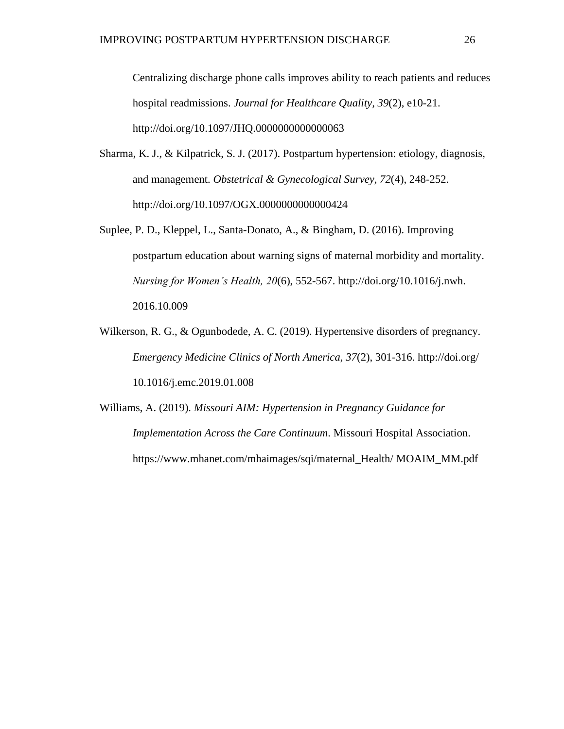Centralizing discharge phone calls improves ability to reach patients and reduces hospital readmissions. *Journal for Healthcare Quality, 39*(2), e10-21. http://doi.org/10.1097/JHQ.0000000000000063

Sharma, K. J., & Kilpatrick, S. J. (2017). Postpartum hypertension: etiology, diagnosis, and management. *Obstetrical & Gynecological Survey*, *72*(4), 248-252. http://doi.org/10.1097/OGX.0000000000000424

Suplee, P. D., Kleppel, L., Santa-Donato, A., & Bingham, D. (2016). Improving postpartum education about warning signs of maternal morbidity and mortality. *Nursing for Women's Health, 20*(6), 552-567. http://doi.org/10.1016/j.nwh. 2016.10.009

Wilkerson, R. G., & Ogunbodede, A. C. (2019). Hypertensive disorders of pregnancy. *Emergency Medicine Clinics of North America*, *37*(2), 301-316. http://doi.org/ 10.1016/j.emc.2019.01.008

Williams, A. (2019). *Missouri AIM: Hypertension in Pregnancy Guidance for Implementation Across the Care Continuum*. Missouri Hospital Association. https://www.mhanet.com/mhaimages/sqi/maternal_Health/ MOAIM_MM.pdf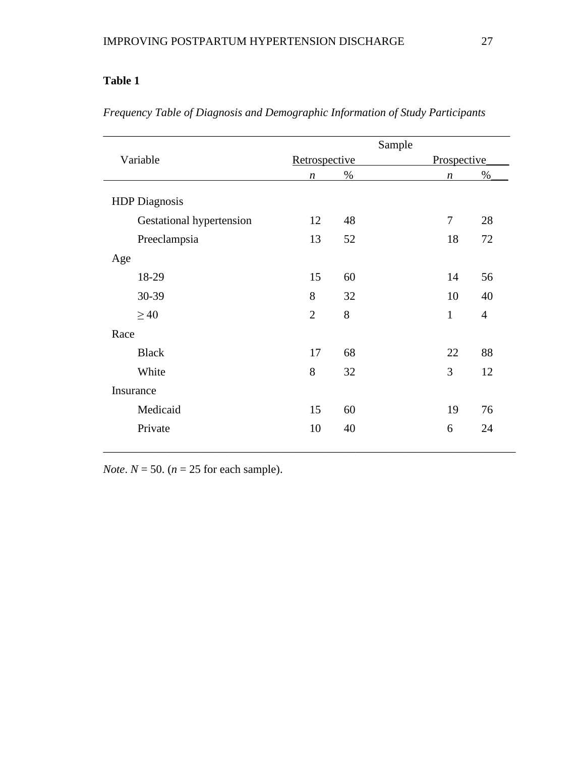**Table 1**

*Frequency Table of Diagnosis and Demographic Information of Study Participants*

| Variable | Retrospective *n* | Retrospective % | Prospective *n* | Prospective % |
|---|---|---|---|---|
| HDP Diagnosis | | | | |
| Gestational hypertension | 12 | 48 | 7 | 28 |
| Preeclampsia | 13 | 52 | 18 | 72 |
| Age | | | | |
| 18-29 | 15 | 60 | 14 | 56 |
| 30-39 | 8 | 32 | 10 | 40 |
| ≥ 40 | 2 | 8 | 1 | 4 |
| Race | | | | |
| Black | 17 | 68 | 22 | 88 |
| White | 8 | 32 | 3 | 12 |
| Insurance | | | | |
| Medicaid | 15 | 60 | 19 | 76 |
| Private | 10 | 40 | 6 | 24 |

*Note*. *N* = 50. (*n* = 25 for each sample).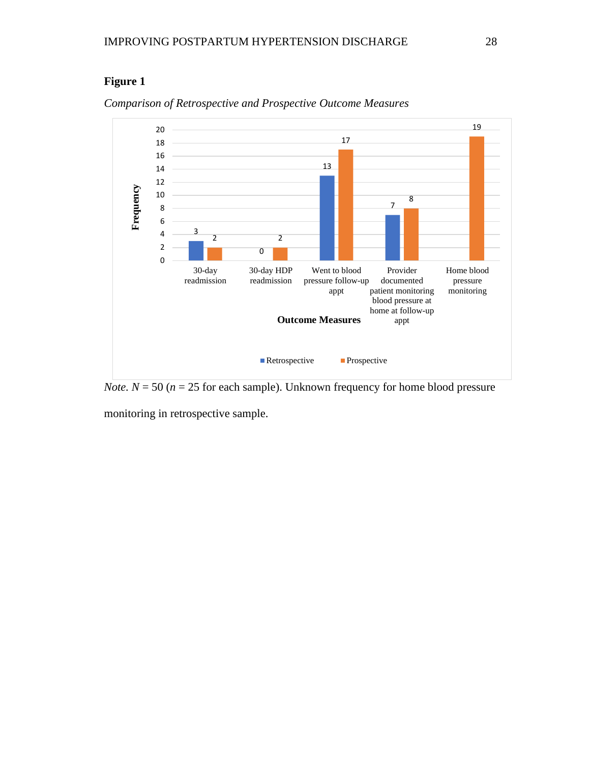**Figure 1**

*Comparison of Retrospective and Prospective Outcome Measures*

| Outcome Measures | Retrospective | Prospective |
| --- | --- | --- |
| 30-day readmission | 3 | 2 |
| 30-day HDP readmission | 0 | 2 |
| Went to blood pressure follow-up appt | 13 | 17 |
| Provider documented patient monitoring blood pressure at home at follow-up appt | 7 | 8 |
| Home blood pressure monitoring | | 19 |

*Note.* *N* = 50 (*n* = 25 for each sample). Unknown frequency for home blood pressure monitoring in retrospective sample.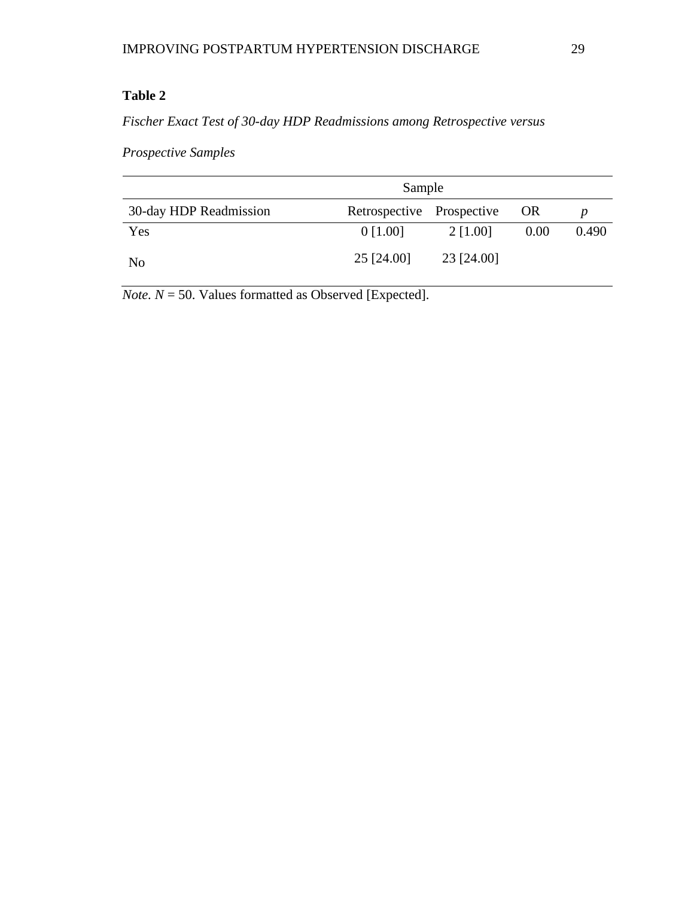**Table 2**

*Fischer Exact Test of 30-day HDP Readmissions among Retrospective versus Prospective Samples*

| | Sample | | | |
|---|---|---|---|---|
| 30-day HDP Readmission | Retrospective | Prospective | OR | *p* |
| Yes | 0 [1.00] | 2 [1.00] | 0.00 | 0.490 |
| No | 25 [24.00] | 23 [24.00] | | |

*Note.* $N = 50$. Values formatted as Observed [Expected].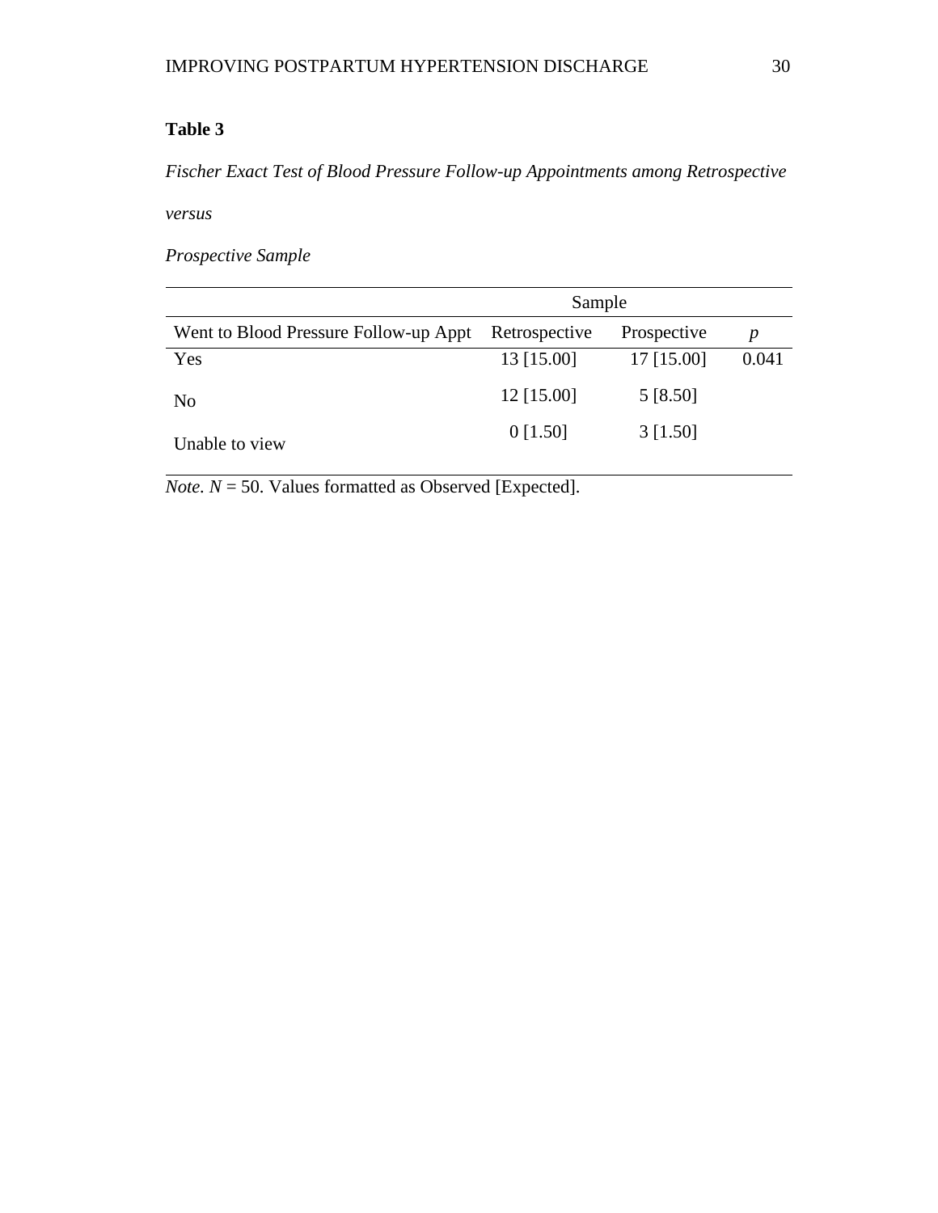**Table 3**

*Fischer Exact Test of Blood Pressure Follow-up Appointments among Retrospective versus Prospective Sample*

| | Sample | | |
|---|---|---|---|
| Went to Blood Pressure Follow-up Appt | Retrospective | Prospective | *p* |
| Yes | 13 [15.00] | 17 [15.00] | 0.041 |
| No | 12 [15.00] | 5 [8.50] | |
| Unable to view | 0 [1.50] | 3 [1.50] | |

*Note*. $N = 50$. Values formatted as Observed [Expected].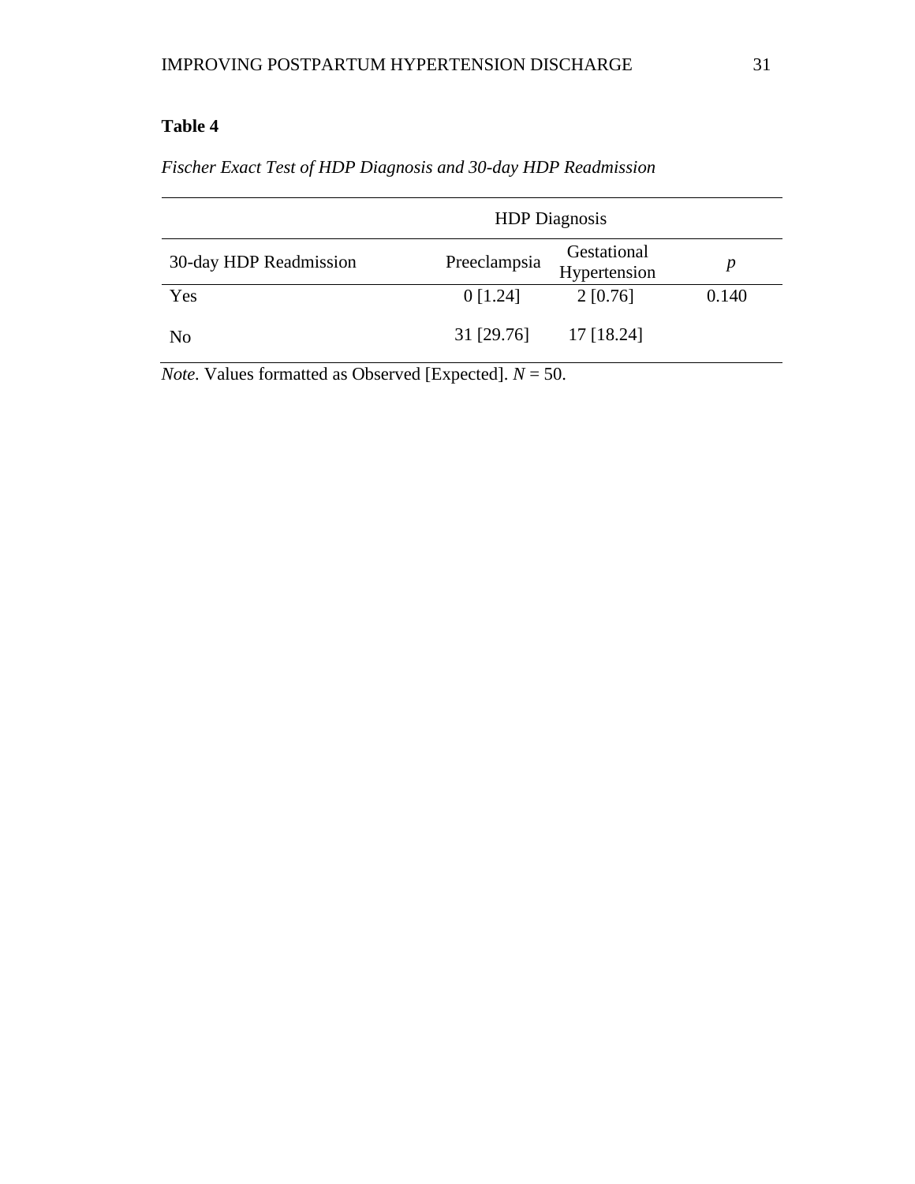**Table 4**

*Fischer Exact Test of HDP Diagnosis and 30-day HDP Readmission*

| | HDP Diagnosis | | |
|---|---|---|---|
| 30-day HDP Readmission | Preeclampsia | Gestational Hypertension | *p* |
| Yes | 0 [1.24] | 2 [0.76] | 0.140 |
| No | 31 [29.76] | 17 [18.24] | |

*Note.* Values formatted as Observed [Expected]. $N = 50$.